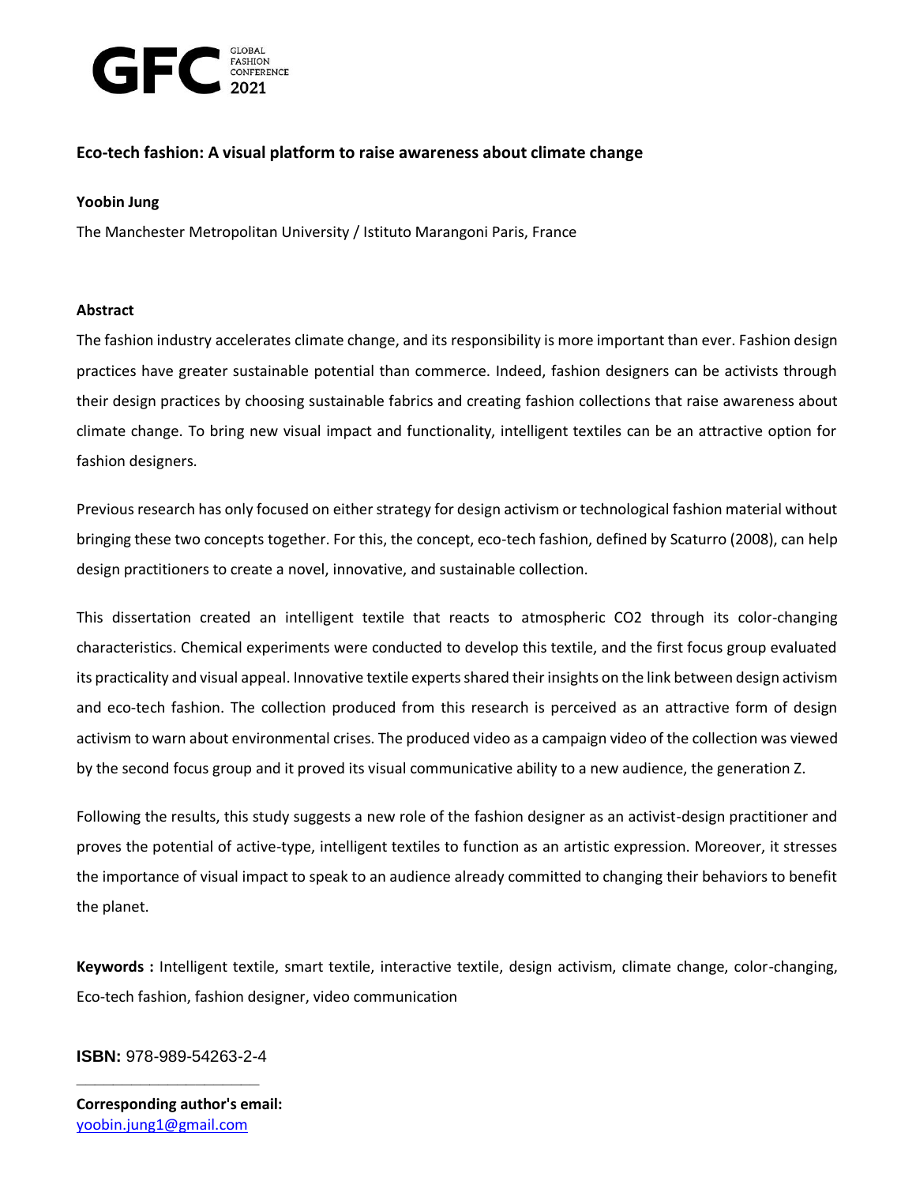# Eco-tech fashion: A visual platform to raise awareness about climate change

**Yoobin Jung**

The Manchester Metropolitan University / Istituto Marangoni Paris, France

## Abstract

The fashion industry accelerates climate change, and its responsibility is more important than ever. Fashion design practices have greater sustainable potential than commerce. Indeed, fashion designers can be activists through their design practices by choosing sustainable fabrics and creating fashion collections that raise awareness about climate change. To bring new visual impact and functionality, intelligent textiles can be an attractive option for fashion designers.

Previous research has only focused on either strategy for design activism or technological fashion material without bringing these two concepts together. For this, the concept, eco-tech fashion, defined by Scaturro (2008), can help design practitioners to create a novel, innovative, and sustainable collection.

This dissertation created an intelligent textile that reacts to atmospheric $CO_2$ through its color-changing characteristics. Chemical experiments were conducted to develop this textile, and the first focus group evaluated its practicality and visual appeal. Innovative textile experts shared their insights on the link between design activism and eco-tech fashion. The collection produced from this research is perceived as an attractive form of design activism to warn about environmental crises. The produced video as a campaign video of the collection was viewed by the second focus group and it proved its visual communicative ability to a new audience, the generation Z.

Following the results, this study suggests a new role of the fashion designer as an activist-design practitioner and proves the potential of active-type, intelligent textiles to function as an artistic expression. Moreover, it stresses the importance of visual impact to speak to an audience already committed to changing their behaviors to benefit the planet.

**Keywords :** Intelligent textile, smart textile, interactive textile, design activism, climate change, color-changing, Eco-tech fashion, fashion designer, video communication

**ISBN:** 978-989-54263-2-4

**Corresponding author's email:** yoobin.jung1@gmail.com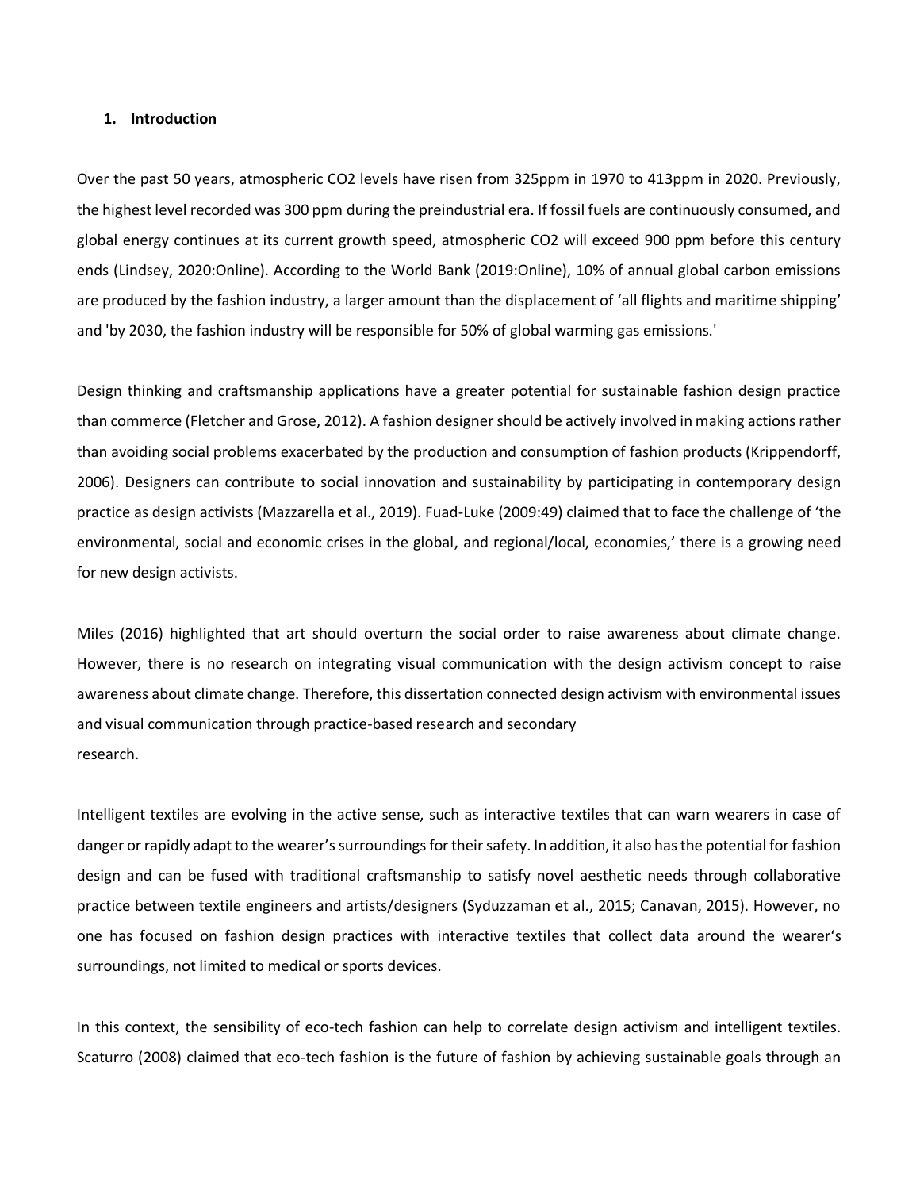## 1. Introduction

Over the past 50 years, atmospheric $CO_2$ levels have risen from 325ppm in 1970 to 413ppm in 2020. Previously, the highest level recorded was 300 ppm during the preindustrial era. If fossil fuels are continuously consumed, and global energy continues at its current growth speed, atmospheric $CO_2$ will exceed 900 ppm before this century ends (Lindsey, 2020:Online). According to the World Bank (2019:Online), 10% of annual global carbon emissions are produced by the fashion industry, a larger amount than the displacement of 'all flights and maritime shipping' and 'by 2030, the fashion industry will be responsible for 50% of global warming gas emissions.'

Design thinking and craftsmanship applications have a greater potential for sustainable fashion design practice than commerce (Fletcher and Grose, 2012). A fashion designer should be actively involved in making actions rather than avoiding social problems exacerbated by the production and consumption of fashion products (Krippendorff, 2006). Designers can contribute to social innovation and sustainability by participating in contemporary design practice as design activists (Mazzarella et al., 2019). Fuad-Luke (2009:49) claimed that to face the challenge of 'the environmental, social and economic crises in the global, and regional/local, economies,' there is a growing need for new design activists.

Miles (2016) highlighted that art should overturn the social order to raise awareness about climate change. However, there is no research on integrating visual communication with the design activism concept to raise awareness about climate change. Therefore, this dissertation connected design activism with environmental issues and visual communication through practice-based research and secondary research.

Intelligent textiles are evolving in the active sense, such as interactive textiles that can warn wearers in case of danger or rapidly adapt to the wearer's surroundings for their safety. In addition, it also has the potential for fashion design and can be fused with traditional craftsmanship to satisfy novel aesthetic needs through collaborative practice between textile engineers and artists/designers (Syduzzaman et al., 2015; Canavan, 2015). However, no one has focused on fashion design practices with interactive textiles that collect data around the wearer's surroundings, not limited to medical or sports devices.

In this context, the sensibility of eco-tech fashion can help to correlate design activism and intelligent textiles. Scaturro (2008) claimed that eco-tech fashion is the future of fashion by achieving sustainable goals through an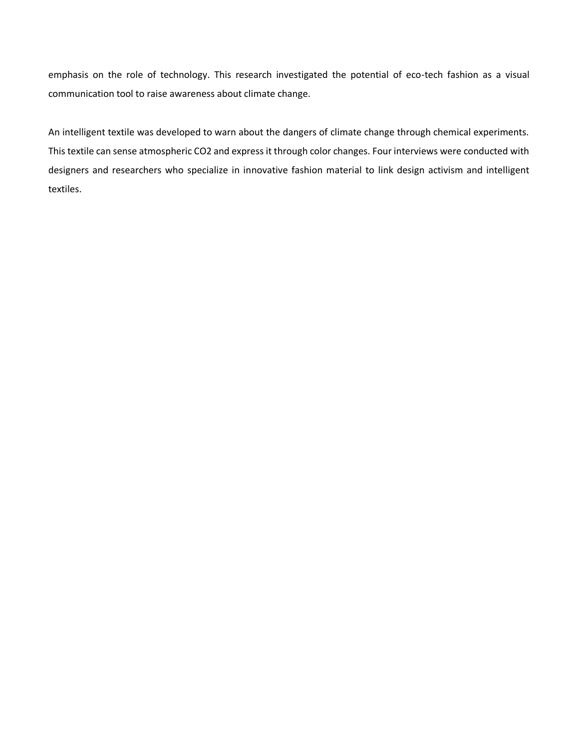emphasis on the role of technology. This research investigated the potential of eco-tech fashion as a visual communication tool to raise awareness about climate change.

An intelligent textile was developed to warn about the dangers of climate change through chemical experiments. This textile can sense atmospheric $CO_2$ and express it through color changes. Four interviews were conducted with designers and researchers who specialize in innovative fashion material to link design activism and intelligent textiles.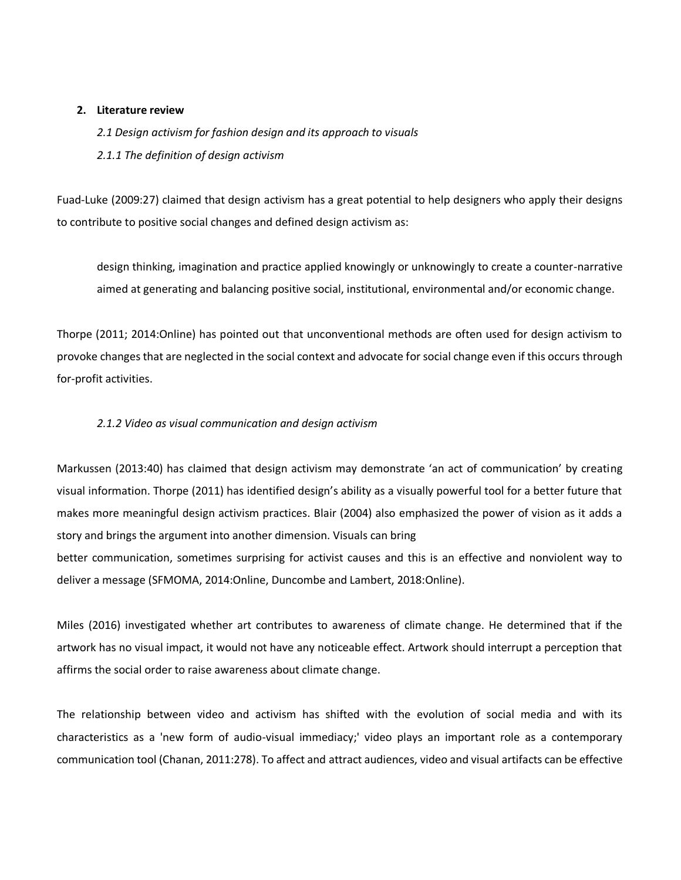## 2. Literature review

### *2.1 Design activism for fashion design and its approach to visuals*

#### *2.1.1 The definition of design activism*

Fuad-Luke (2009:27) claimed that design activism has a great potential to help designers who apply their designs to contribute to positive social changes and defined design activism as:

> design thinking, imagination and practice applied knowingly or unknowingly to create a counter-narrative aimed at generating and balancing positive social, institutional, environmental and/or economic change.

Thorpe (2011; 2014:Online) has pointed out that unconventional methods are often used for design activism to provoke changes that are neglected in the social context and advocate for social change even if this occurs through for-profit activities.

#### *2.1.2 Video as visual communication and design activism*

Markussen (2013:40) has claimed that design activism may demonstrate 'an act of communication' by creating visual information. Thorpe (2011) has identified design's ability as a visually powerful tool for a better future that makes more meaningful design activism practices. Blair (2004) also emphasized the power of vision as it adds a story and brings the argument into another dimension. Visuals can bring better communication, sometimes surprising for activist causes and this is an effective and nonviolent way to deliver a message (SFMOMA, 2014:Online, Duncombe and Lambert, 2018:Online).

Miles (2016) investigated whether art contributes to awareness of climate change. He determined that if the artwork has no visual impact, it would not have any noticeable effect. Artwork should interrupt a perception that affirms the social order to raise awareness about climate change.

The relationship between video and activism has shifted with the evolution of social media and with its characteristics as a 'new form of audio-visual immediacy;' video plays an important role as a contemporary communication tool (Chanan, 2011:278). To affect and attract audiences, video and visual artifacts can be effective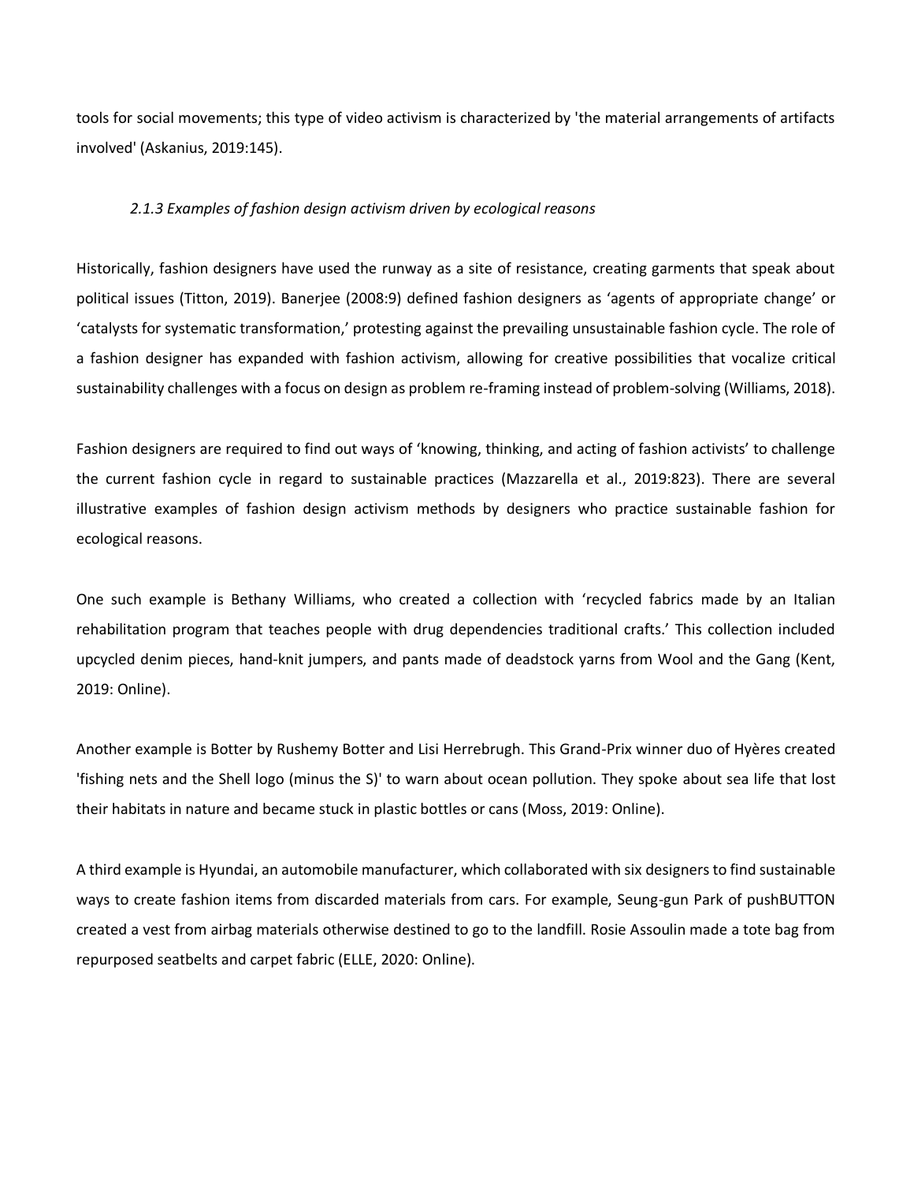tools for social movements; this type of video activism is characterized by 'the material arrangements of artifacts involved' (Askanius, 2019:145).

### *2.1.3 Examples of fashion design activism driven by ecological reasons*

Historically, fashion designers have used the runway as a site of resistance, creating garments that speak about political issues (Titton, 2019). Banerjee (2008:9) defined fashion designers as 'agents of appropriate change' or 'catalysts for systematic transformation,' protesting against the prevailing unsustainable fashion cycle. The role of a fashion designer has expanded with fashion activism, allowing for creative possibilities that vocalize critical sustainability challenges with a focus on design as problem re-framing instead of problem-solving (Williams, 2018).

Fashion designers are required to find out ways of 'knowing, thinking, and acting of fashion activists' to challenge the current fashion cycle in regard to sustainable practices (Mazzarella et al., 2019:823). There are several illustrative examples of fashion design activism methods by designers who practice sustainable fashion for ecological reasons.

One such example is Bethany Williams, who created a collection with 'recycled fabrics made by an Italian rehabilitation program that teaches people with drug dependencies traditional crafts.' This collection included upcycled denim pieces, hand-knit jumpers, and pants made of deadstock yarns from Wool and the Gang (Kent, 2019: Online).

Another example is Botter by Rushemy Botter and Lisi Herrebrugh. This Grand-Prix winner duo of Hyères created 'fishing nets and the Shell logo (minus the S)' to warn about ocean pollution. They spoke about sea life that lost their habitats in nature and became stuck in plastic bottles or cans (Moss, 2019: Online).

A third example is Hyundai, an automobile manufacturer, which collaborated with six designers to find sustainable ways to create fashion items from discarded materials from cars. For example, Seung-gun Park of pushBUTTON created a vest from airbag materials otherwise destined to go to the landfill. Rosie Assoulin made a tote bag from repurposed seatbelts and carpet fabric (ELLE, 2020: Online).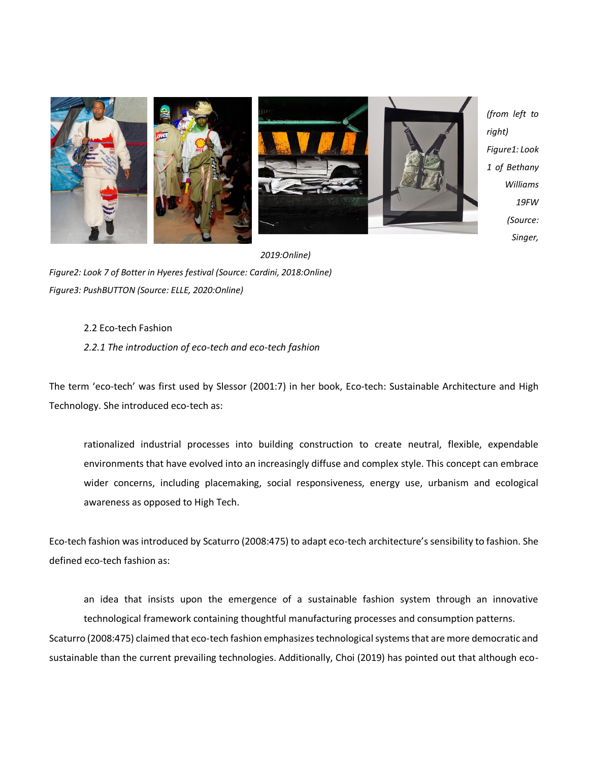*(from left to right)*
*Figure1: Look 1 of Bethany Williams 19FW (Source: Singer, 2019:Online)*
*Figure2: Look 7 of Botter in Hyeres festival (Source: Cardini, 2018:Online)*
*Figure3: PushBUTTON (Source: ELLE, 2020:Online)*

### 2.2 Eco-tech Fashion

#### *2.2.1 The introduction of eco-tech and eco-tech fashion*

The term 'eco-tech' was first used by Slessor (2001:7) in her book, Eco-tech: Sustainable Architecture and High Technology. She introduced eco-tech as:

> rationalized industrial processes into building construction to create neutral, flexible, expendable environments that have evolved into an increasingly diffuse and complex style. This concept can embrace wider concerns, including placemaking, social responsiveness, energy use, urbanism and ecological awareness as opposed to High Tech.

Eco-tech fashion was introduced by Scaturro (2008:475) to adapt eco-tech architecture's sensibility to fashion. She defined eco-tech fashion as:

> an idea that insists upon the emergence of a sustainable fashion system through an innovative technological framework containing thoughtful manufacturing processes and consumption patterns.

Scaturro (2008:475) claimed that eco-tech fashion emphasizes technological systems that are more democratic and sustainable than the current prevailing technologies. Additionally, Choi (2019) has pointed out that although eco-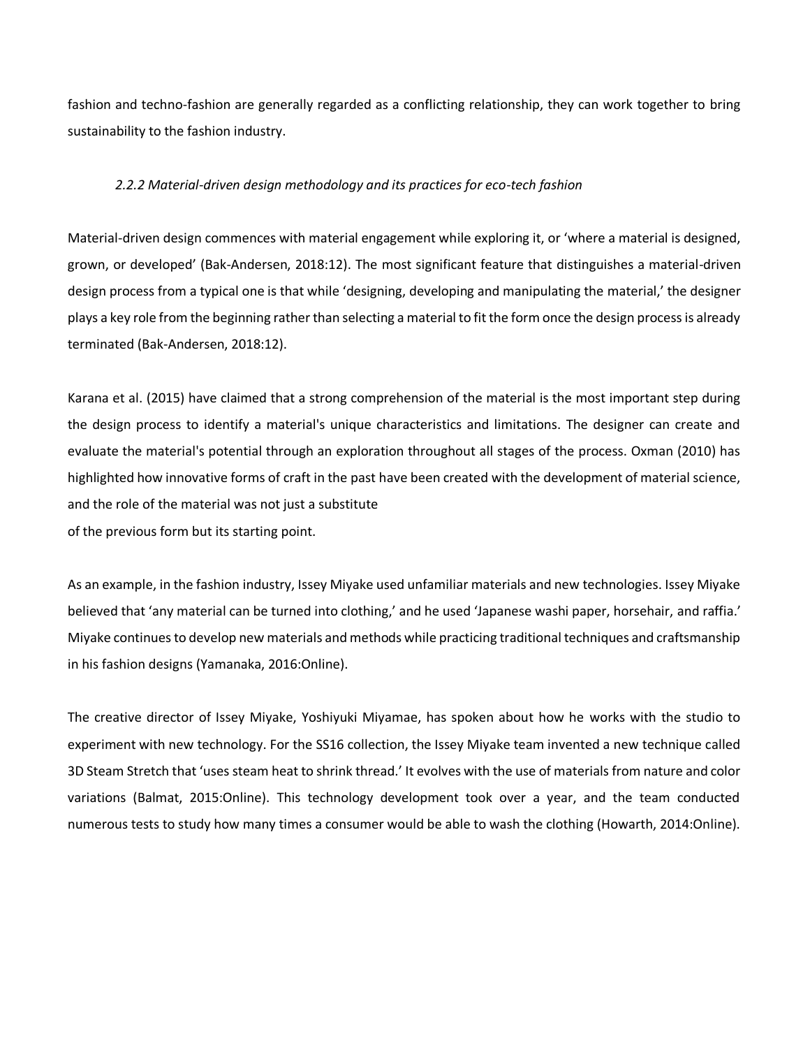fashion and techno-fashion are generally regarded as a conflicting relationship, they can work together to bring sustainability to the fashion industry.

### *2.2.2 Material-driven design methodology and its practices for eco-tech fashion*

Material-driven design commences with material engagement while exploring it, or 'where a material is designed, grown, or developed' (Bak-Andersen, 2018:12). The most significant feature that distinguishes a material-driven design process from a typical one is that while 'designing, developing and manipulating the material,' the designer plays a key role from the beginning rather than selecting a material to fit the form once the design process is already terminated (Bak-Andersen, 2018:12).

Karana et al. (2015) have claimed that a strong comprehension of the material is the most important step during the design process to identify a material's unique characteristics and limitations. The designer can create and evaluate the material's potential through an exploration throughout all stages of the process. Oxman (2010) has highlighted how innovative forms of craft in the past have been created with the development of material science, and the role of the material was not just a substitute of the previous form but its starting point.

As an example, in the fashion industry, Issey Miyake used unfamiliar materials and new technologies. Issey Miyake believed that 'any material can be turned into clothing,' and he used 'Japanese washi paper, horsehair, and raffia.' Miyake continues to develop new materials and methods while practicing traditional techniques and craftsmanship in his fashion designs (Yamanaka, 2016:Online).

The creative director of Issey Miyake, Yoshiyuki Miyamae, has spoken about how he works with the studio to experiment with new technology. For the SS16 collection, the Issey Miyake team invented a new technique called 3D Steam Stretch that 'uses steam heat to shrink thread.' It evolves with the use of materials from nature and color variations (Balmat, 2015:Online). This technology development took over a year, and the team conducted numerous tests to study how many times a consumer would be able to wash the clothing (Howarth, 2014:Online).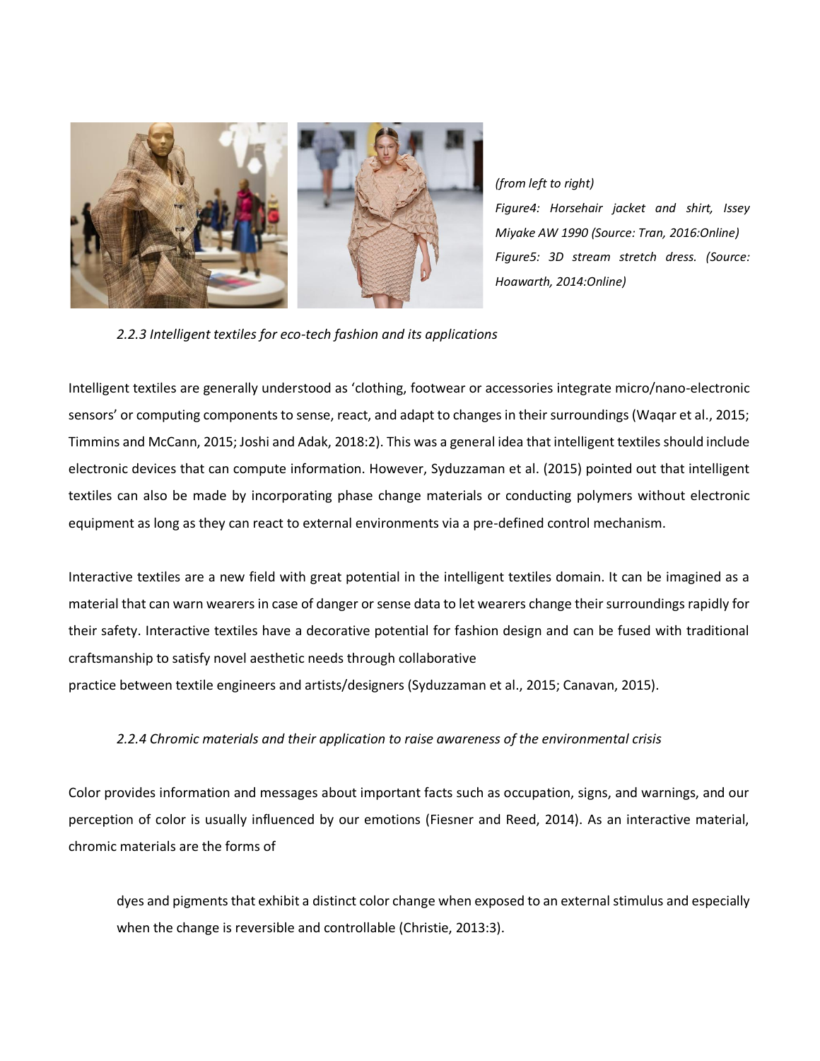*(from left to right)*

*Figure4: Horsehair jacket and shirt, Issey Miyake AW 1990 (Source: Tran, 2016:Online)*

*Figure5: 3D stream stretch dress. (Source: Hoawarth, 2014:Online)*

### *2.2.3 Intelligent textiles for eco-tech fashion and its applications*

Intelligent textiles are generally understood as 'clothing, footwear or accessories integrate micro/nano-electronic sensors' or computing components to sense, react, and adapt to changes in their surroundings (Waqar et al., 2015; Timmins and McCann, 2015; Joshi and Adak, 2018:2). This was a general idea that intelligent textiles should include electronic devices that can compute information. However, Syduzzaman et al. (2015) pointed out that intelligent textiles can also be made by incorporating phase change materials or conducting polymers without electronic equipment as long as they can react to external environments via a pre-defined control mechanism.

Interactive textiles are a new field with great potential in the intelligent textiles domain. It can be imagined as a material that can warn wearers in case of danger or sense data to let wearers change their surroundings rapidly for their safety. Interactive textiles have a decorative potential for fashion design and can be fused with traditional craftsmanship to satisfy novel aesthetic needs through collaborative practice between textile engineers and artists/designers (Syduzzaman et al., 2015; Canavan, 2015).

### *2.2.4 Chromic materials and their application to raise awareness of the environmental crisis*

Color provides information and messages about important facts such as occupation, signs, and warnings, and our perception of color is usually influenced by our emotions (Fiesner and Reed, 2014). As an interactive material, chromic materials are the forms of

> dyes and pigments that exhibit a distinct color change when exposed to an external stimulus and especially when the change is reversible and controllable (Christie, 2013:3).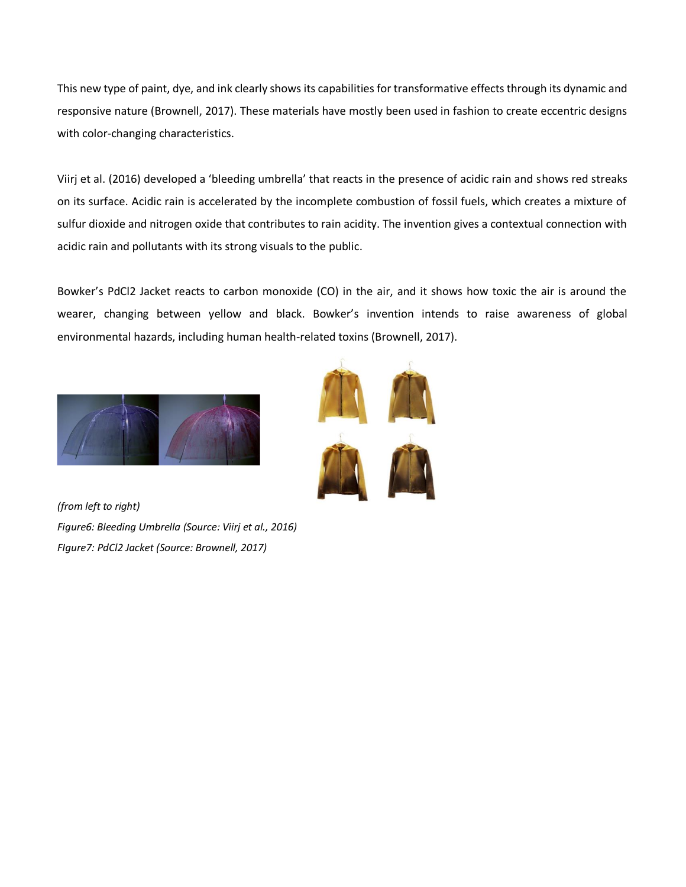This new type of paint, dye, and ink clearly shows its capabilities for transformative effects through its dynamic and responsive nature (Brownell, 2017). These materials have mostly been used in fashion to create eccentric designs with color-changing characteristics.

Viirj et al. (2016) developed a 'bleeding umbrella' that reacts in the presence of acidic rain and shows red streaks on its surface. Acidic rain is accelerated by the incomplete combustion of fossil fuels, which creates a mixture of sulfur dioxide and nitrogen oxide that contributes to rain acidity. The invention gives a contextual connection with acidic rain and pollutants with its strong visuals to the public.

Bowker's $PdCl_2$ Jacket reacts to carbon monoxide (CO) in the air, and it shows how toxic the air is around the wearer, changing between yellow and black. Bowker's invention intends to raise awareness of global environmental hazards, including human health-related toxins (Brownell, 2017).

*(from left to right)*
*Figure6: Bleeding Umbrella (Source: Viirj et al., 2016)*
*FIgure7: PdCl2 Jacket (Source: Brownell, 2017)*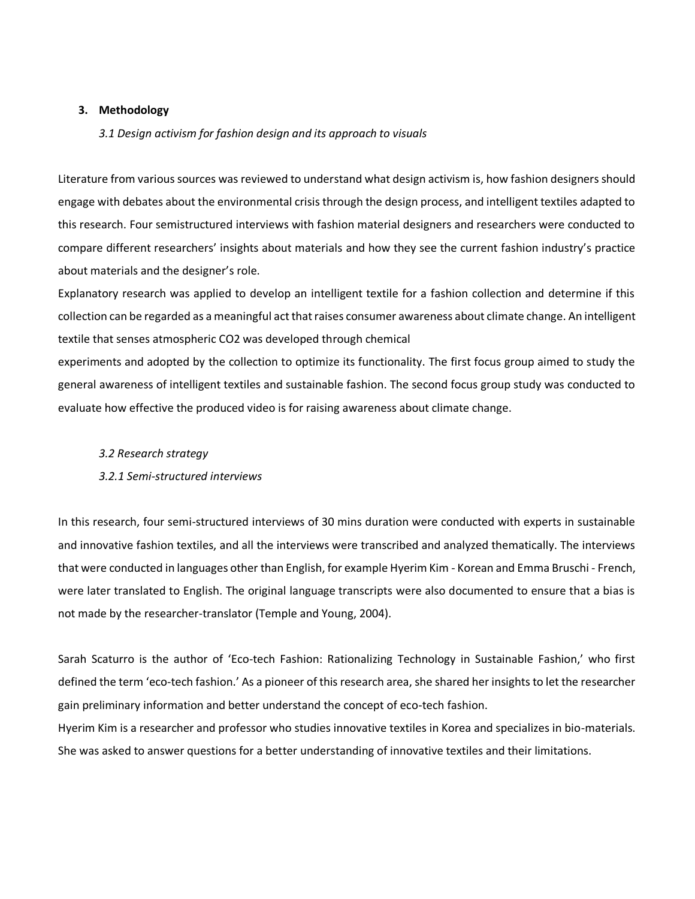## 3. Methodology

### *3.1 Design activism for fashion design and its approach to visuals*

Literature from various sources was reviewed to understand what design activism is, how fashion designers should engage with debates about the environmental crisis through the design process, and intelligent textiles adapted to this research. Four semistructured interviews with fashion material designers and researchers were conducted to compare different researchers' insights about materials and how they see the current fashion industry's practice about materials and the designer's role.

Explanatory research was applied to develop an intelligent textile for a fashion collection and determine if this collection can be regarded as a meaningful act that raises consumer awareness about climate change. An intelligent textile that senses atmospheric $CO_2$ was developed through chemical experiments and adopted by the collection to optimize its functionality. The first focus group aimed to study the general awareness of intelligent textiles and sustainable fashion. The second focus group study was conducted to evaluate how effective the produced video is for raising awareness about climate change.

### *3.2 Research strategy*

#### *3.2.1 Semi-structured interviews*

In this research, four semi-structured interviews of 30 mins duration were conducted with experts in sustainable and innovative fashion textiles, and all the interviews were transcribed and analyzed thematically. The interviews that were conducted in languages other than English, for example Hyerim Kim - Korean and Emma Bruschi - French, were later translated to English. The original language transcripts were also documented to ensure that a bias is not made by the researcher-translator (Temple and Young, 2004).

Sarah Scaturro is the author of 'Eco-tech Fashion: Rationalizing Technology in Sustainable Fashion,' who first defined the term 'eco-tech fashion.' As a pioneer of this research area, she shared her insights to let the researcher gain preliminary information and better understand the concept of eco-tech fashion.

Hyerim Kim is a researcher and professor who studies innovative textiles in Korea and specializes in bio-materials. She was asked to answer questions for a better understanding of innovative textiles and their limitations.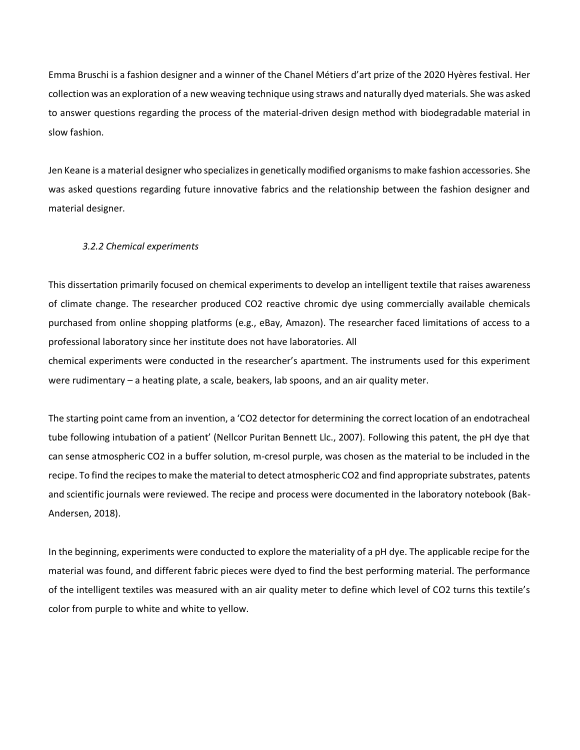Emma Bruschi is a fashion designer and a winner of the Chanel Métiers d'art prize of the 2020 Hyères festival. Her collection was an exploration of a new weaving technique using straws and naturally dyed materials. She was asked to answer questions regarding the process of the material-driven design method with biodegradable material in slow fashion.

Jen Keane is a material designer who specializes in genetically modified organisms to make fashion accessories. She was asked questions regarding future innovative fabrics and the relationship between the fashion designer and material designer.

### *3.2.2 Chemical experiments*

This dissertation primarily focused on chemical experiments to develop an intelligent textile that raises awareness of climate change. The researcher produced $CO_2$ reactive chromic dye using commercially available chemicals purchased from online shopping platforms (e.g., eBay, Amazon). The researcher faced limitations of access to a professional laboratory since her institute does not have laboratories. All chemical experiments were conducted in the researcher's apartment. The instruments used for this experiment were rudimentary – a heating plate, a scale, beakers, lab spoons, and an air quality meter.

The starting point came from an invention, a '$CO_2$ detector for determining the correct location of an endotracheal tube following intubation of a patient' (Nellcor Puritan Bennett Llc., 2007). Following this patent, the pH dye that can sense atmospheric $CO_2$ in a buffer solution, m-cresol purple, was chosen as the material to be included in the recipe. To find the recipes to make the material to detect atmospheric $CO_2$ and find appropriate substrates, patents and scientific journals were reviewed. The recipe and process were documented in the laboratory notebook (Bak-Andersen, 2018).

In the beginning, experiments were conducted to explore the materiality of a pH dye. The applicable recipe for the material was found, and different fabric pieces were dyed to find the best performing material. The performance of the intelligent textiles was measured with an air quality meter to define which level of $CO_2$ turns this textile's color from purple to white and white to yellow.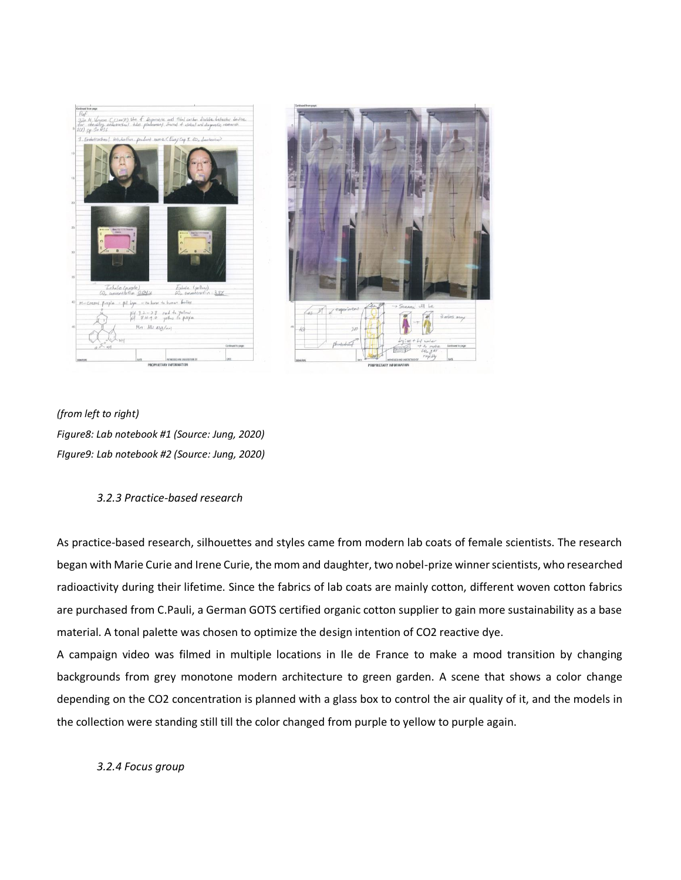*(from left to right)*
*Figure8: Lab notebook #1 (Source: Jung, 2020)*
*FIgure9: Lab notebook #2 (Source: Jung, 2020)*

### *3.2.3 Practice-based research*

As practice-based research, silhouettes and styles came from modern lab coats of female scientists. The research began with Marie Curie and Irene Curie, the mom and daughter, two nobel-prize winner scientists, who researched radioactivity during their lifetime. Since the fabrics of lab coats are mainly cotton, different woven cotton fabrics are purchased from C.Pauli, a German GOTS certified organic cotton supplier to gain more sustainability as a base material. A tonal palette was chosen to optimize the design intention of CO2 reactive dye.

A campaign video was filmed in multiple locations in Ile de France to make a mood transition by changing backgrounds from grey monotone modern architecture to green garden. A scene that shows a color change depending on the CO2 concentration is planned with a glass box to control the air quality of it, and the models in the collection were standing still till the color changed from purple to yellow to purple again.

### *3.2.4 Focus group*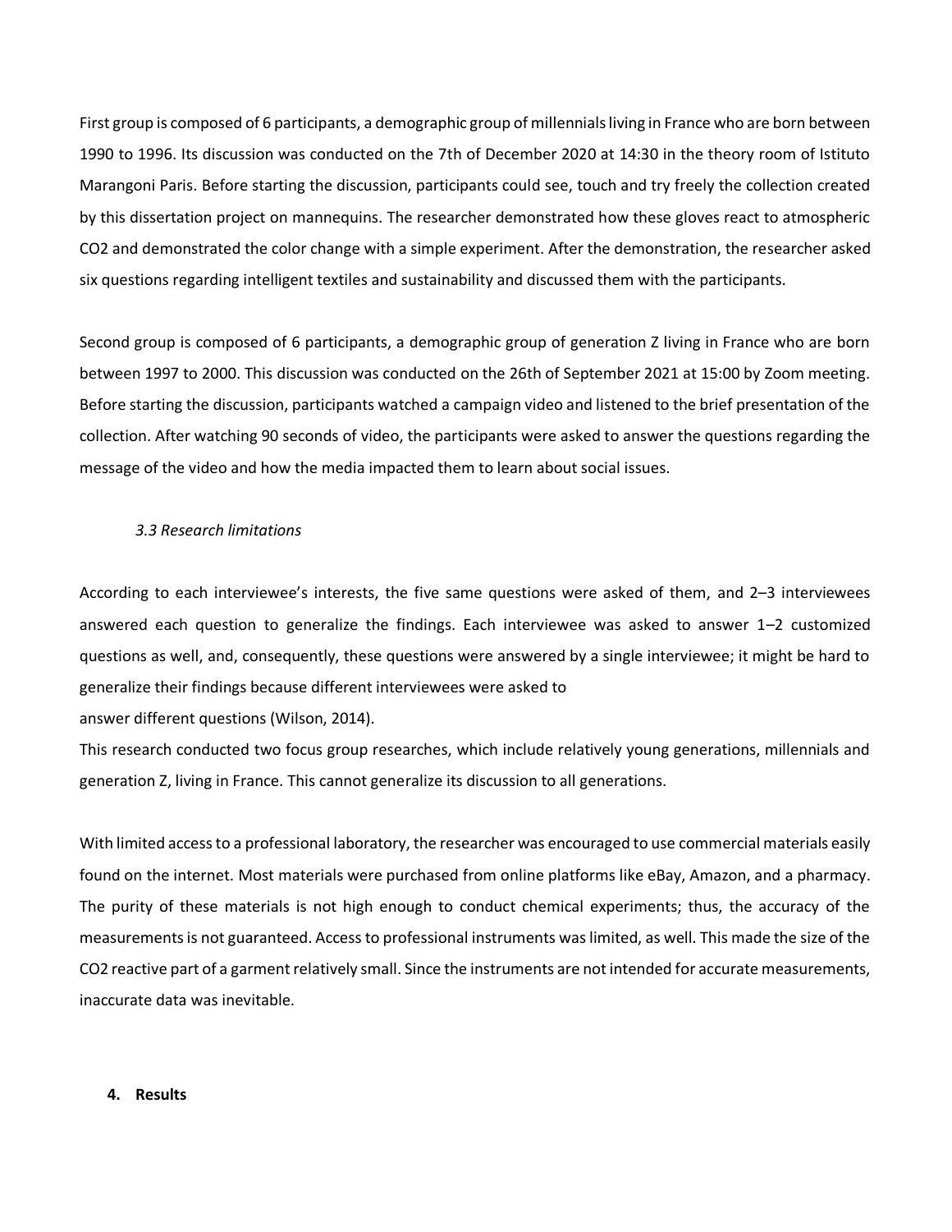First group is composed of 6 participants, a demographic group of millennials living in France who are born between 1990 to 1996. Its discussion was conducted on the 7th of December 2020 at 14:30 in the theory room of Istituto Marangoni Paris. Before starting the discussion, participants could see, touch and try freely the collection created by this dissertation project on mannequins. The researcher demonstrated how these gloves react to atmospheric $CO_2$ and demonstrated the color change with a simple experiment. After the demonstration, the researcher asked six questions regarding intelligent textiles and sustainability and discussed them with the participants.

Second group is composed of 6 participants, a demographic group of generation Z living in France who are born between 1997 to 2000. This discussion was conducted on the 26th of September 2021 at 15:00 by Zoom meeting. Before starting the discussion, participants watched a campaign video and listened to the brief presentation of the collection. After watching 90 seconds of video, the participants were asked to answer the questions regarding the message of the video and how the media impacted them to learn about social issues.

### *3.3 Research limitations*

According to each interviewee's interests, the five same questions were asked of them, and 2–3 interviewees answered each question to generalize the findings. Each interviewee was asked to answer 1–2 customized questions as well, and, consequently, these questions were answered by a single interviewee; it might be hard to generalize their findings because different interviewees were asked to answer different questions (Wilson, 2014).

This research conducted two focus group researches, which include relatively young generations, millennials and generation Z, living in France. This cannot generalize its discussion to all generations.

With limited access to a professional laboratory, the researcher was encouraged to use commercial materials easily found on the internet. Most materials were purchased from online platforms like eBay, Amazon, and a pharmacy. The purity of these materials is not high enough to conduct chemical experiments; thus, the accuracy of the measurements is not guaranteed. Access to professional instruments was limited, as well. This made the size of the $CO_2$ reactive part of a garment relatively small. Since the instruments are not intended for accurate measurements, inaccurate data was inevitable.

## 4. Results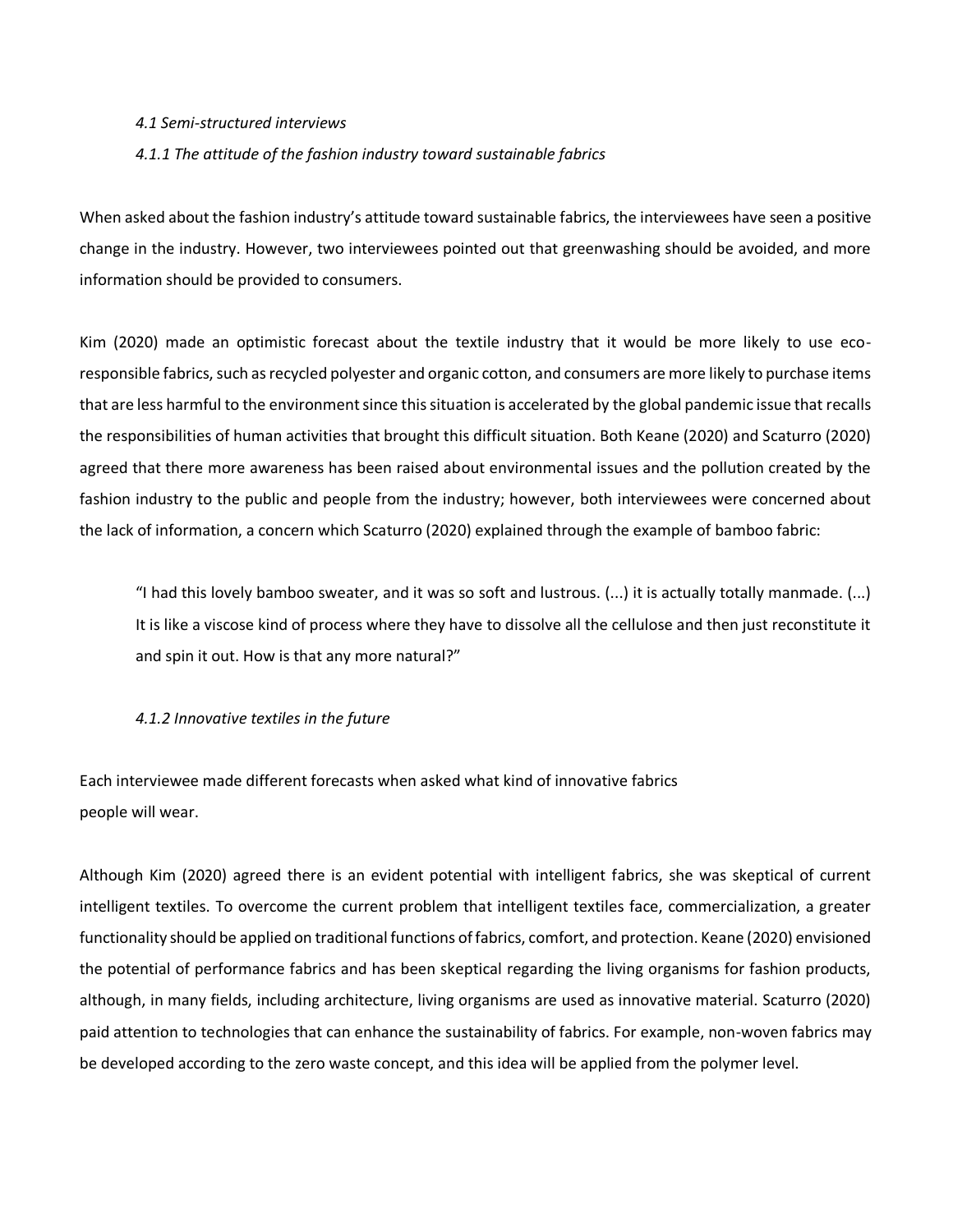### *4.1 Semi-structured interviews*

#### *4.1.1 The attitude of the fashion industry toward sustainable fabrics*

When asked about the fashion industry's attitude toward sustainable fabrics, the interviewees have seen a positive change in the industry. However, two interviewees pointed out that greenwashing should be avoided, and more information should be provided to consumers.

Kim (2020) made an optimistic forecast about the textile industry that it would be more likely to use eco-responsible fabrics, such as recycled polyester and organic cotton, and consumers are more likely to purchase items that are less harmful to the environment since this situation is accelerated by the global pandemic issue that recalls the responsibilities of human activities that brought this difficult situation. Both Keane (2020) and Scaturro (2020) agreed that there more awareness has been raised about environmental issues and the pollution created by the fashion industry to the public and people from the industry; however, both interviewees were concerned about the lack of information, a concern which Scaturro (2020) explained through the example of bamboo fabric:

> "I had this lovely bamboo sweater, and it was so soft and lustrous. (...) it is actually totally manmade. (...) It is like a viscose kind of process where they have to dissolve all the cellulose and then just reconstitute it and spin it out. How is that any more natural?"

#### *4.1.2 Innovative textiles in the future*

Each interviewee made different forecasts when asked what kind of innovative fabrics people will wear.

Although Kim (2020) agreed there is an evident potential with intelligent fabrics, she was skeptical of current intelligent textiles. To overcome the current problem that intelligent textiles face, commercialization, a greater functionality should be applied on traditional functions of fabrics, comfort, and protection. Keane (2020) envisioned the potential of performance fabrics and has been skeptical regarding the living organisms for fashion products, although, in many fields, including architecture, living organisms are used as innovative material. Scaturro (2020) paid attention to technologies that can enhance the sustainability of fabrics. For example, non-woven fabrics may be developed according to the zero waste concept, and this idea will be applied from the polymer level.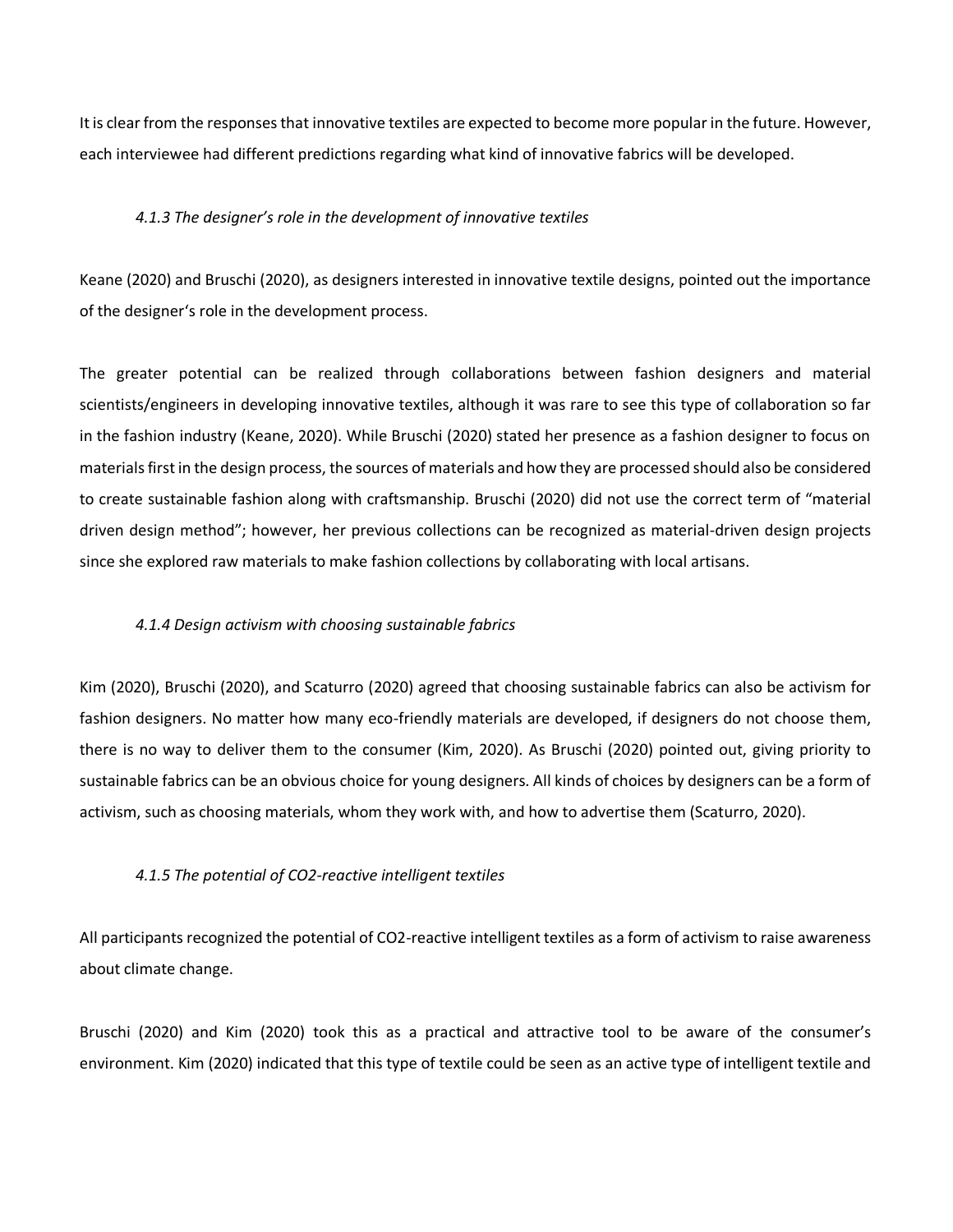It is clear from the responses that innovative textiles are expected to become more popular in the future. However, each interviewee had different predictions regarding what kind of innovative fabrics will be developed.

### *4.1.3 The designer's role in the development of innovative textiles*

Keane (2020) and Bruschi (2020), as designers interested in innovative textile designs, pointed out the importance of the designer's role in the development process.

The greater potential can be realized through collaborations between fashion designers and material scientists/engineers in developing innovative textiles, although it was rare to see this type of collaboration so far in the fashion industry (Keane, 2020). While Bruschi (2020) stated her presence as a fashion designer to focus on materials first in the design process, the sources of materials and how they are processed should also be considered to create sustainable fashion along with craftsmanship. Bruschi (2020) did not use the correct term of "material driven design method"; however, her previous collections can be recognized as material-driven design projects since she explored raw materials to make fashion collections by collaborating with local artisans.

### *4.1.4 Design activism with choosing sustainable fabrics*

Kim (2020), Bruschi (2020), and Scaturro (2020) agreed that choosing sustainable fabrics can also be activism for fashion designers. No matter how many eco-friendly materials are developed, if designers do not choose them, there is no way to deliver them to the consumer (Kim, 2020). As Bruschi (2020) pointed out, giving priority to sustainable fabrics can be an obvious choice for young designers. All kinds of choices by designers can be a form of activism, such as choosing materials, whom they work with, and how to advertise them (Scaturro, 2020).

### *4.1.5 The potential of CO2-reactive intelligent textiles*

All participants recognized the potential of $CO_2$-reactive intelligent textiles as a form of activism to raise awareness about climate change.

Bruschi (2020) and Kim (2020) took this as a practical and attractive tool to be aware of the consumer's environment. Kim (2020) indicated that this type of textile could be seen as an active type of intelligent textile and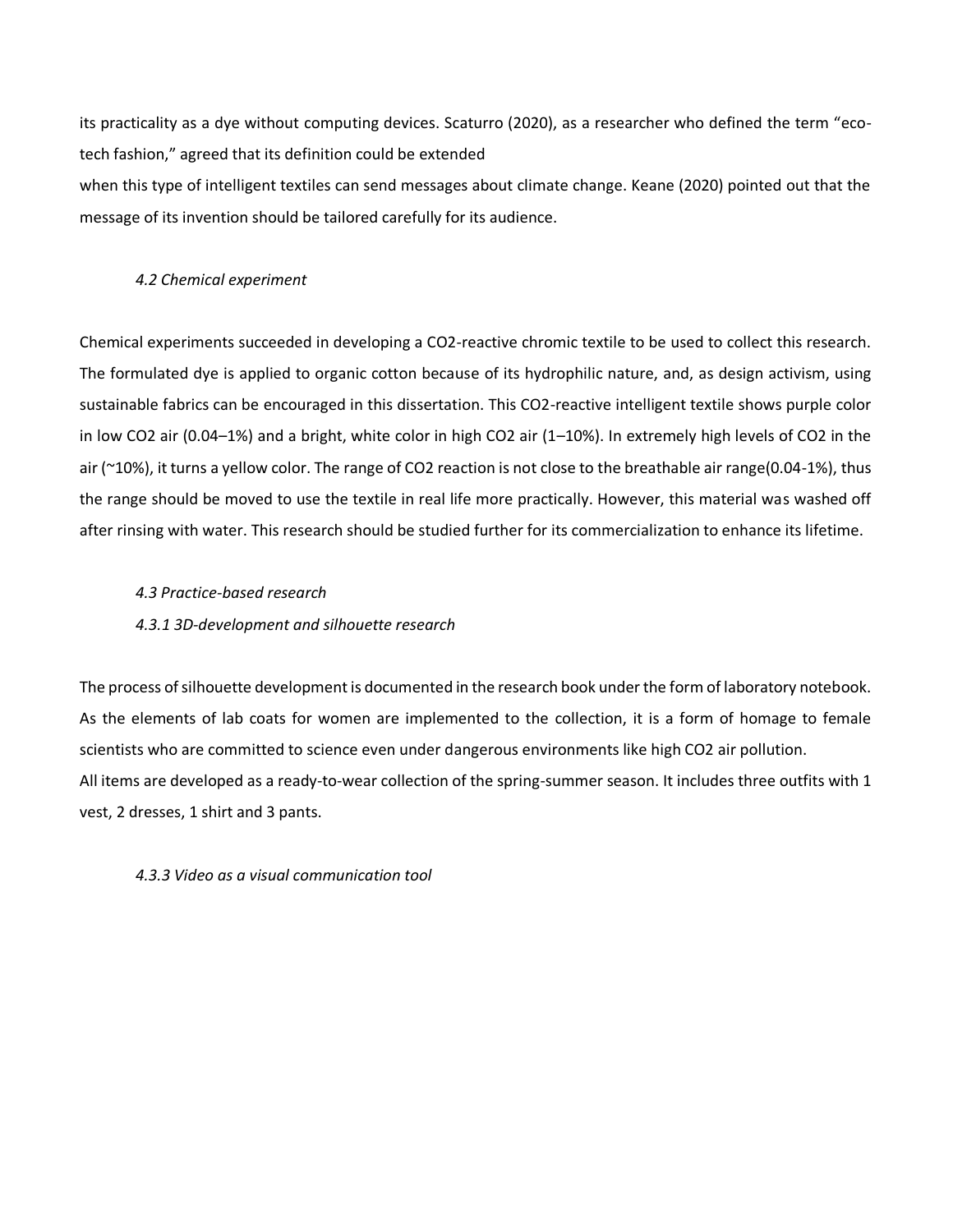its practicality as a dye without computing devices. Scaturro (2020), as a researcher who defined the term "eco-tech fashion," agreed that its definition could be extended
when this type of intelligent textiles can send messages about climate change. Keane (2020) pointed out that the message of its invention should be tailored carefully for its audience.

### *4.2 Chemical experiment*

Chemical experiments succeeded in developing a $CO_2$-reactive chromic textile to be used to collect this research. The formulated dye is applied to organic cotton because of its hydrophilic nature, and, as design activism, using sustainable fabrics can be encouraged in this dissertation. This $CO_2$-reactive intelligent textile shows purple color in low $CO_2$ air (0.04–1%) and a bright, white color in high $CO_2$ air (1–10%). In extremely high levels of $CO_2$ in the air (~10%), it turns a yellow color. The range of $CO_2$ reaction is not close to the breathable air range(0.04-1%), thus the range should be moved to use the textile in real life more practically. However, this material was washed off after rinsing with water. This research should be studied further for its commercialization to enhance its lifetime.

### *4.3 Practice-based research*

#### *4.3.1 3D-development and silhouette research*

The process of silhouette development is documented in the research book under the form of laboratory notebook. As the elements of lab coats for women are implemented to the collection, it is a form of homage to female scientists who are committed to science even under dangerous environments like high $CO_2$ air pollution.
All items are developed as a ready-to-wear collection of the spring-summer season. It includes three outfits with 1 vest, 2 dresses, 1 shirt and 3 pants.

#### *4.3.3 Video as a visual communication tool*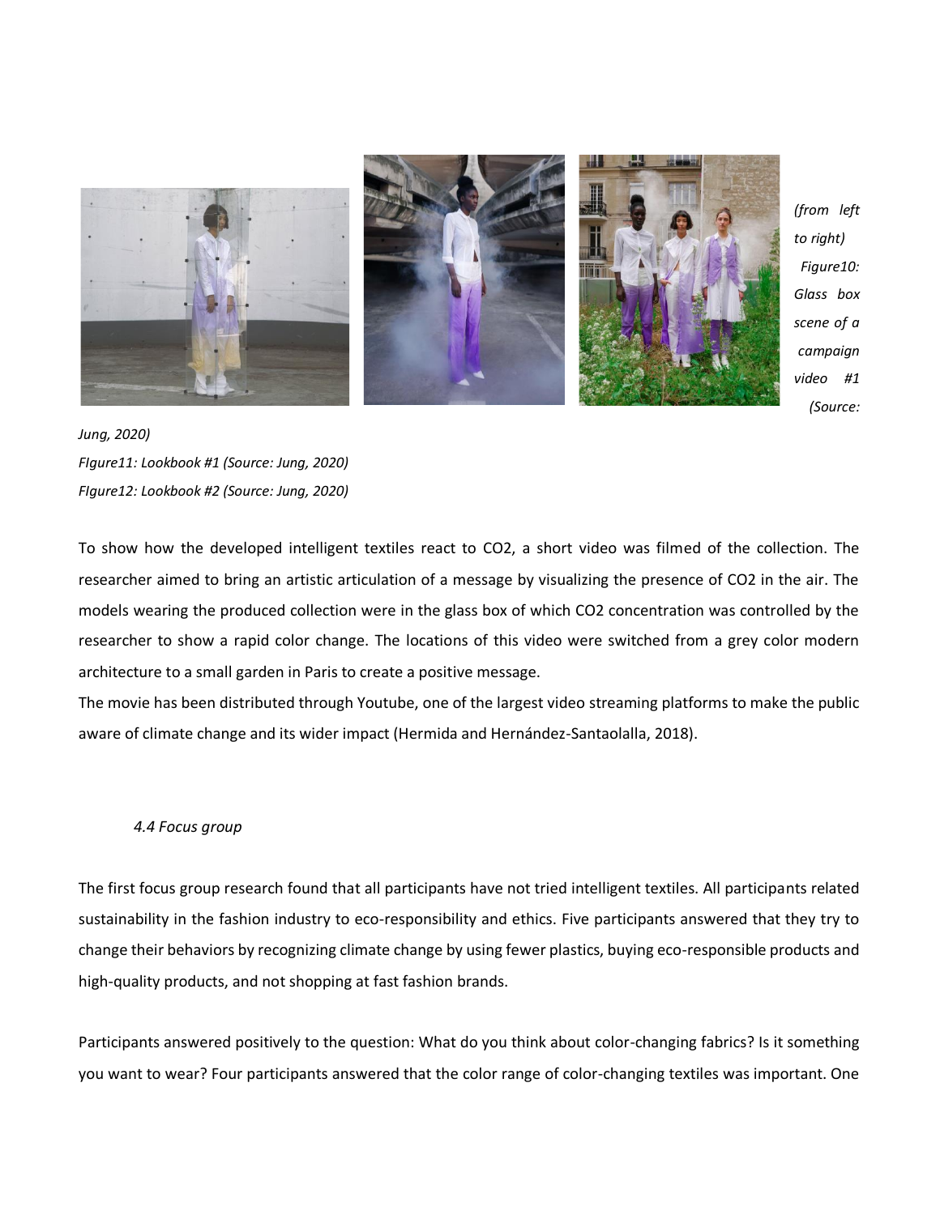*(from left to right) Figure10: Glass box scene of a campaign video #1 (Source: Jung, 2020)*
*FIgure11: Lookbook #1 (Source: Jung, 2020)*
*FIgure12: Lookbook #2 (Source: Jung, 2020)*

To show how the developed intelligent textiles react to CO2, a short video was filmed of the collection. The researcher aimed to bring an artistic articulation of a message by visualizing the presence of CO2 in the air. The models wearing the produced collection were in the glass box of which CO2 concentration was controlled by the researcher to show a rapid color change. The locations of this video were switched from a grey color modern architecture to a small garden in Paris to create a positive message.
The movie has been distributed through Youtube, one of the largest video streaming platforms to make the public aware of climate change and its wider impact (Hermida and Hernández-Santaolalla, 2018).

### *4.4 Focus group*

The first focus group research found that all participants have not tried intelligent textiles. All participants related sustainability in the fashion industry to eco-responsibility and ethics. Five participants answered that they try to change their behaviors by recognizing climate change by using fewer plastics, buying eco-responsible products and high-quality products, and not shopping at fast fashion brands.

Participants answered positively to the question: What do you think about color-changing fabrics? Is it something you want to wear? Four participants answered that the color range of color-changing textiles was important. One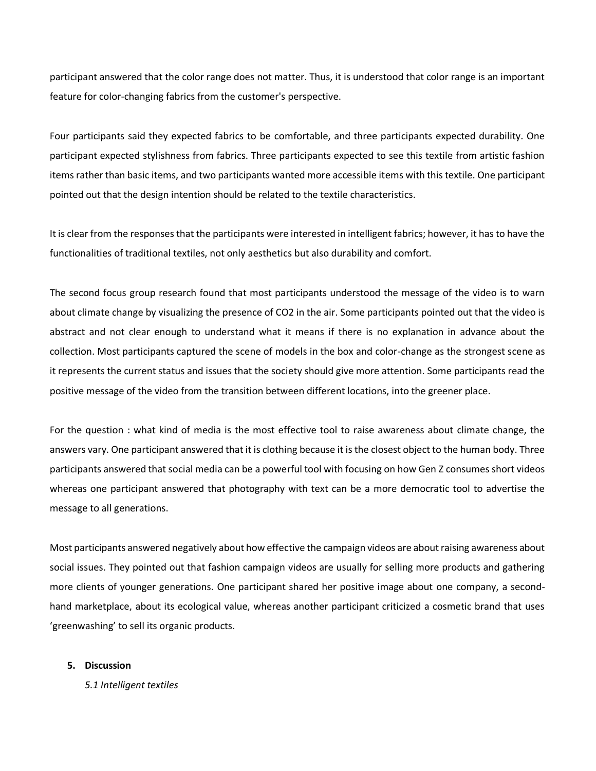participant answered that the color range does not matter. Thus, it is understood that color range is an important feature for color-changing fabrics from the customer's perspective.

Four participants said they expected fabrics to be comfortable, and three participants expected durability. One participant expected stylishness from fabrics. Three participants expected to see this textile from artistic fashion items rather than basic items, and two participants wanted more accessible items with this textile. One participant pointed out that the design intention should be related to the textile characteristics.

It is clear from the responses that the participants were interested in intelligent fabrics; however, it has to have the functionalities of traditional textiles, not only aesthetics but also durability and comfort.

The second focus group research found that most participants understood the message of the video is to warn about climate change by visualizing the presence of $CO_2$ in the air. Some participants pointed out that the video is abstract and not clear enough to understand what it means if there is no explanation in advance about the collection. Most participants captured the scene of models in the box and color-change as the strongest scene as it represents the current status and issues that the society should give more attention. Some participants read the positive message of the video from the transition between different locations, into the greener place.

For the question : what kind of media is the most effective tool to raise awareness about climate change, the answers vary. One participant answered that it is clothing because it is the closest object to the human body. Three participants answered that social media can be a powerful tool with focusing on how Gen Z consumes short videos whereas one participant answered that photography with text can be a more democratic tool to advertise the message to all generations.

Most participants answered negatively about how effective the campaign videos are about raising awareness about social issues. They pointed out that fashion campaign videos are usually for selling more products and gathering more clients of younger generations. One participant shared her positive image about one company, a second-hand marketplace, about its ecological value, whereas another participant criticized a cosmetic brand that uses 'greenwashing' to sell its organic products.

## 5. Discussion

### *5.1 Intelligent textiles*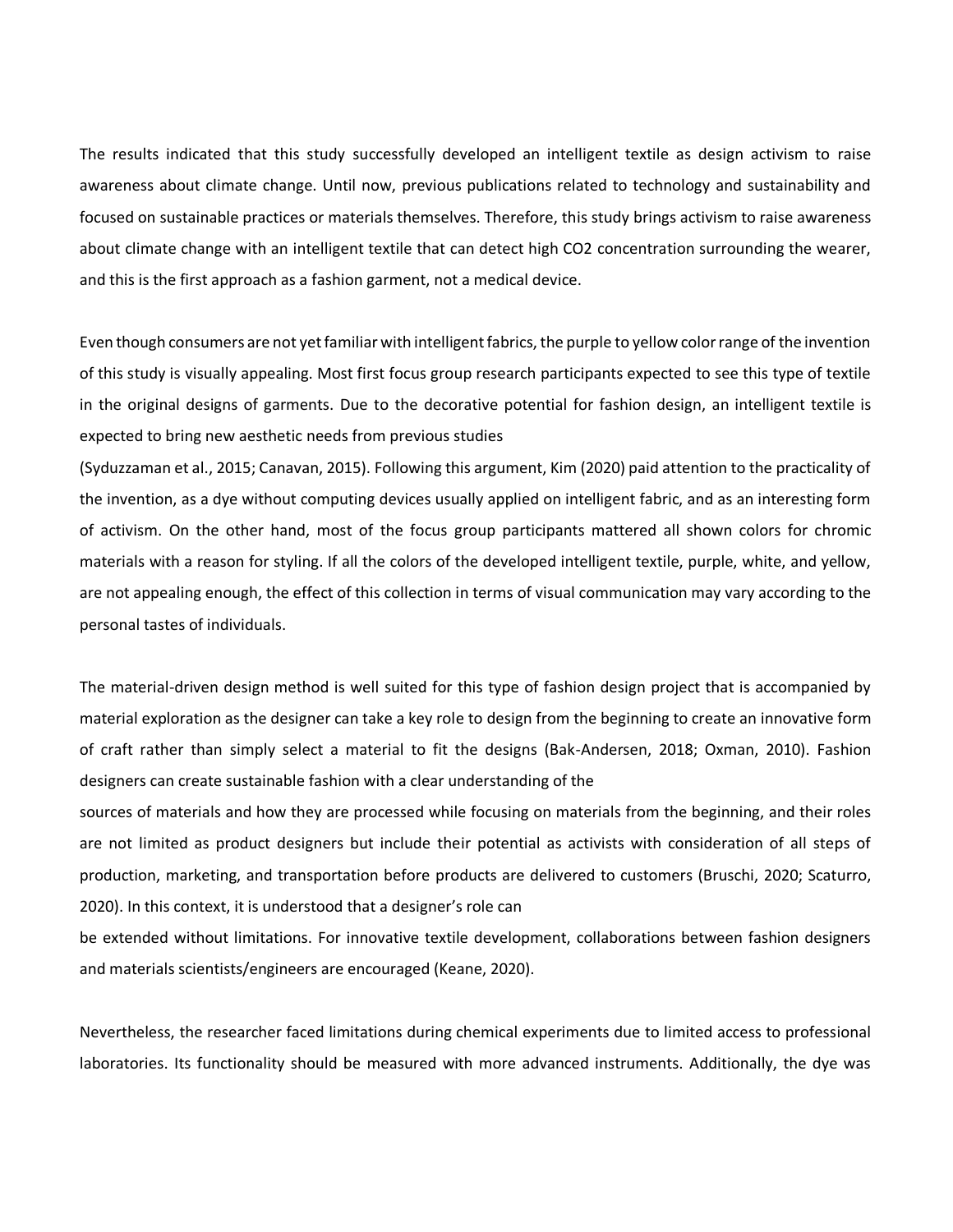The results indicated that this study successfully developed an intelligent textile as design activism to raise awareness about climate change. Until now, previous publications related to technology and sustainability and focused on sustainable practices or materials themselves. Therefore, this study brings activism to raise awareness about climate change with an intelligent textile that can detect high $CO_2$ concentration surrounding the wearer, and this is the first approach as a fashion garment, not a medical device.

Even though consumers are not yet familiar with intelligent fabrics, the purple to yellow color range of the invention of this study is visually appealing. Most first focus group research participants expected to see this type of textile in the original designs of garments. Due to the decorative potential for fashion design, an intelligent textile is expected to bring new aesthetic needs from previous studies (Syduzzaman et al., 2015; Canavan, 2015). Following this argument, Kim (2020) paid attention to the practicality of the invention, as a dye without computing devices usually applied on intelligent fabric, and as an interesting form of activism. On the other hand, most of the focus group participants mattered all shown colors for chromic materials with a reason for styling. If all the colors of the developed intelligent textile, purple, white, and yellow, are not appealing enough, the effect of this collection in terms of visual communication may vary according to the personal tastes of individuals.

The material-driven design method is well suited for this type of fashion design project that is accompanied by material exploration as the designer can take a key role to design from the beginning to create an innovative form of craft rather than simply select a material to fit the designs (Bak-Andersen, 2018; Oxman, 2010). Fashion designers can create sustainable fashion with a clear understanding of the sources of materials and how they are processed while focusing on materials from the beginning, and their roles are not limited as product designers but include their potential as activists with consideration of all steps of production, marketing, and transportation before products are delivered to customers (Bruschi, 2020; Scaturro, 2020). In this context, it is understood that a designer's role can be extended without limitations. For innovative textile development, collaborations between fashion designers and materials scientists/engineers are encouraged (Keane, 2020).

Nevertheless, the researcher faced limitations during chemical experiments due to limited access to professional laboratories. Its functionality should be measured with more advanced instruments. Additionally, the dye was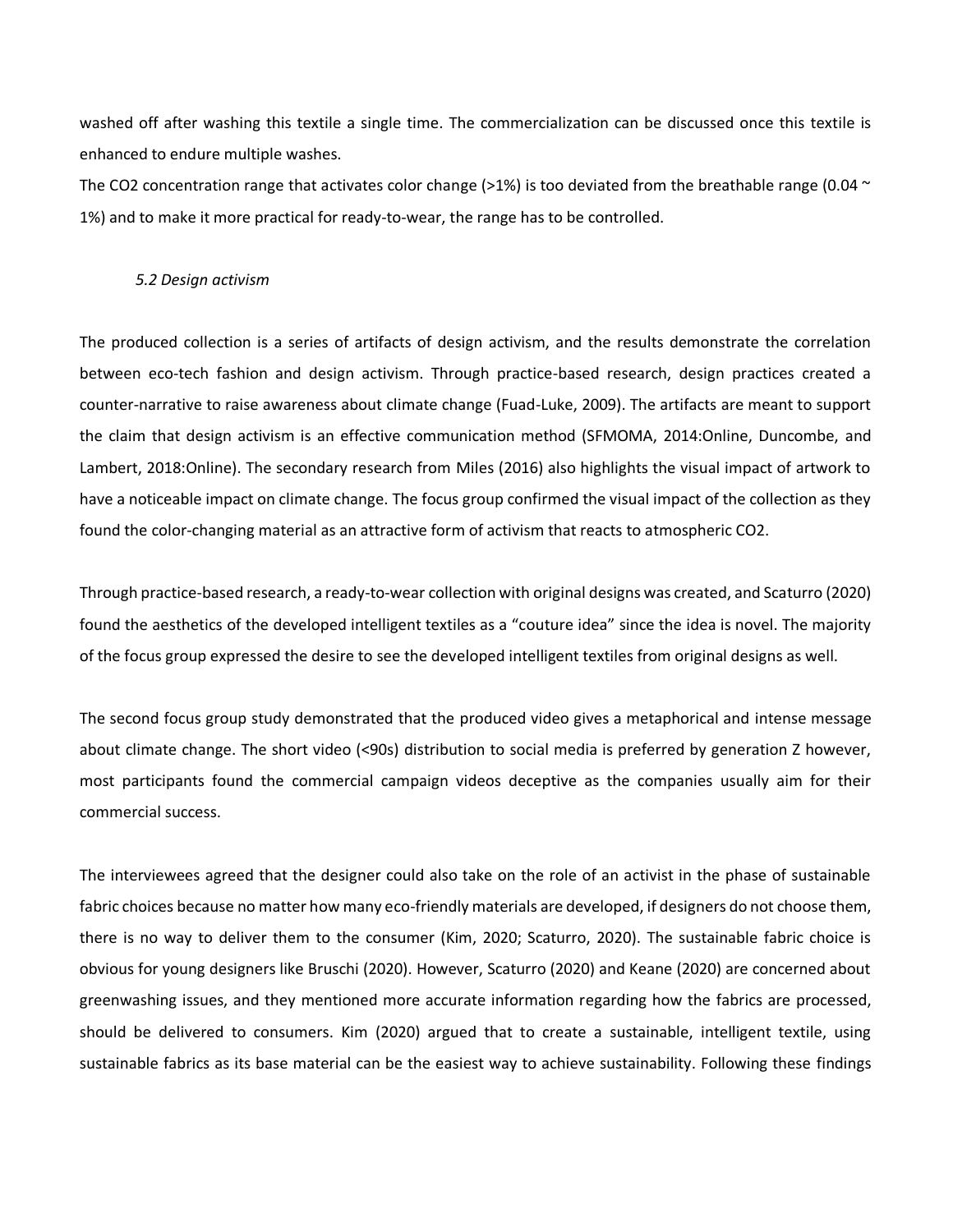washed off after washing this textile a single time. The commercialization can be discussed once this textile is enhanced to endure multiple washes.

The $CO_2$ concentration range that activates color change (>1%) is too deviated from the breathable range (0.04 ~ 1%) and to make it more practical for ready-to-wear, the range has to be controlled.

### *5.2 Design activism*

The produced collection is a series of artifacts of design activism, and the results demonstrate the correlation between eco-tech fashion and design activism. Through practice-based research, design practices created a counter-narrative to raise awareness about climate change (Fuad-Luke, 2009). The artifacts are meant to support the claim that design activism is an effective communication method (SFMOMA, 2014:Online, Duncombe, and Lambert, 2018:Online). The secondary research from Miles (2016) also highlights the visual impact of artwork to have a noticeable impact on climate change. The focus group confirmed the visual impact of the collection as they found the color-changing material as an attractive form of activism that reacts to atmospheric $CO_2$.

Through practice-based research, a ready-to-wear collection with original designs was created, and Scaturro (2020) found the aesthetics of the developed intelligent textiles as a "couture idea" since the idea is novel. The majority of the focus group expressed the desire to see the developed intelligent textiles from original designs as well.

The second focus group study demonstrated that the produced video gives a metaphorical and intense message about climate change. The short video (<90s) distribution to social media is preferred by generation Z however, most participants found the commercial campaign videos deceptive as the companies usually aim for their commercial success.

The interviewees agreed that the designer could also take on the role of an activist in the phase of sustainable fabric choices because no matter how many eco-friendly materials are developed, if designers do not choose them, there is no way to deliver them to the consumer (Kim, 2020; Scaturro, 2020). The sustainable fabric choice is obvious for young designers like Bruschi (2020). However, Scaturro (2020) and Keane (2020) are concerned about greenwashing issues, and they mentioned more accurate information regarding how the fabrics are processed, should be delivered to consumers. Kim (2020) argued that to create a sustainable, intelligent textile, using sustainable fabrics as its base material can be the easiest way to achieve sustainability. Following these findings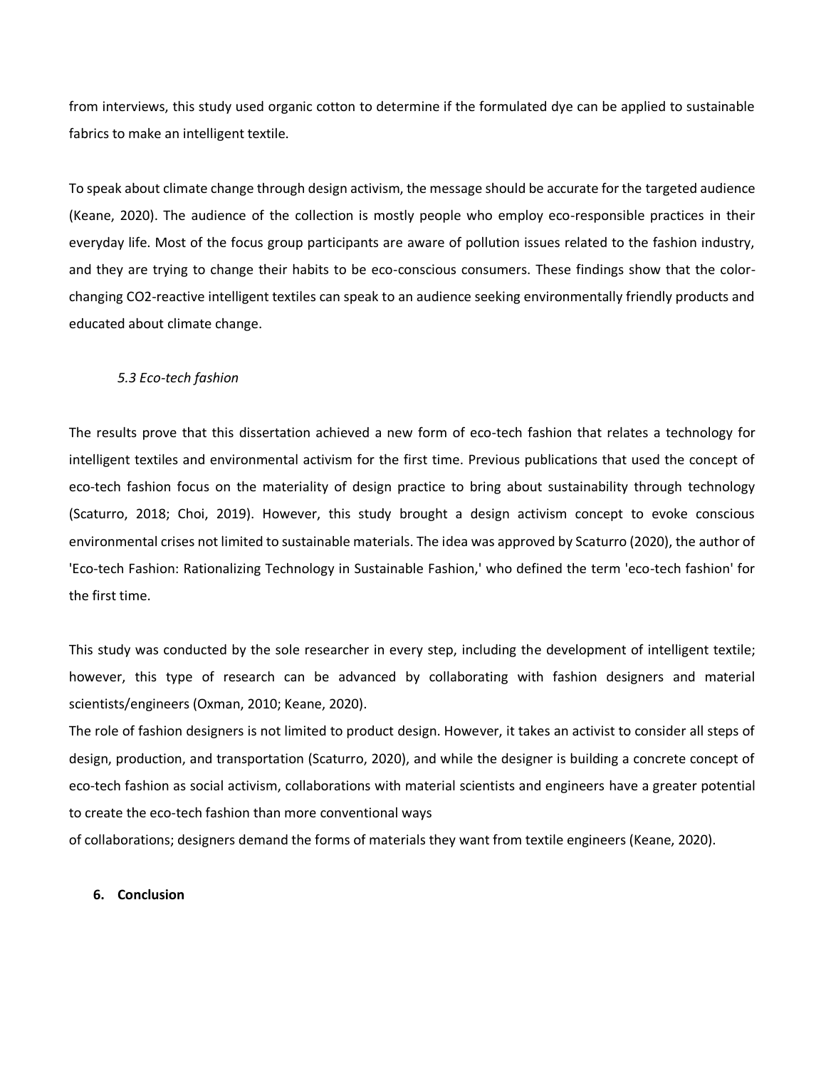from interviews, this study used organic cotton to determine if the formulated dye can be applied to sustainable fabrics to make an intelligent textile.

To speak about climate change through design activism, the message should be accurate for the targeted audience (Keane, 2020). The audience of the collection is mostly people who employ eco-responsible practices in their everyday life. Most of the focus group participants are aware of pollution issues related to the fashion industry, and they are trying to change their habits to be eco-conscious consumers. These findings show that the color-changing $CO_2$-reactive intelligent textiles can speak to an audience seeking environmentally friendly products and educated about climate change.

### *5.3 Eco-tech fashion*

The results prove that this dissertation achieved a new form of eco-tech fashion that relates a technology for intelligent textiles and environmental activism for the first time. Previous publications that used the concept of eco-tech fashion focus on the materiality of design practice to bring about sustainability through technology (Scaturro, 2018; Choi, 2019). However, this study brought a design activism concept to evoke conscious environmental crises not limited to sustainable materials. The idea was approved by Scaturro (2020), the author of 'Eco-tech Fashion: Rationalizing Technology in Sustainable Fashion,' who defined the term 'eco-tech fashion' for the first time.

This study was conducted by the sole researcher in every step, including the development of intelligent textile; however, this type of research can be advanced by collaborating with fashion designers and material scientists/engineers (Oxman, 2010; Keane, 2020).

The role of fashion designers is not limited to product design. However, it takes an activist to consider all steps of design, production, and transportation (Scaturro, 2020), and while the designer is building a concrete concept of eco-tech fashion as social activism, collaborations with material scientists and engineers have a greater potential to create the eco-tech fashion than more conventional ways of collaborations; designers demand the forms of materials they want from textile engineers (Keane, 2020).

## 6. Conclusion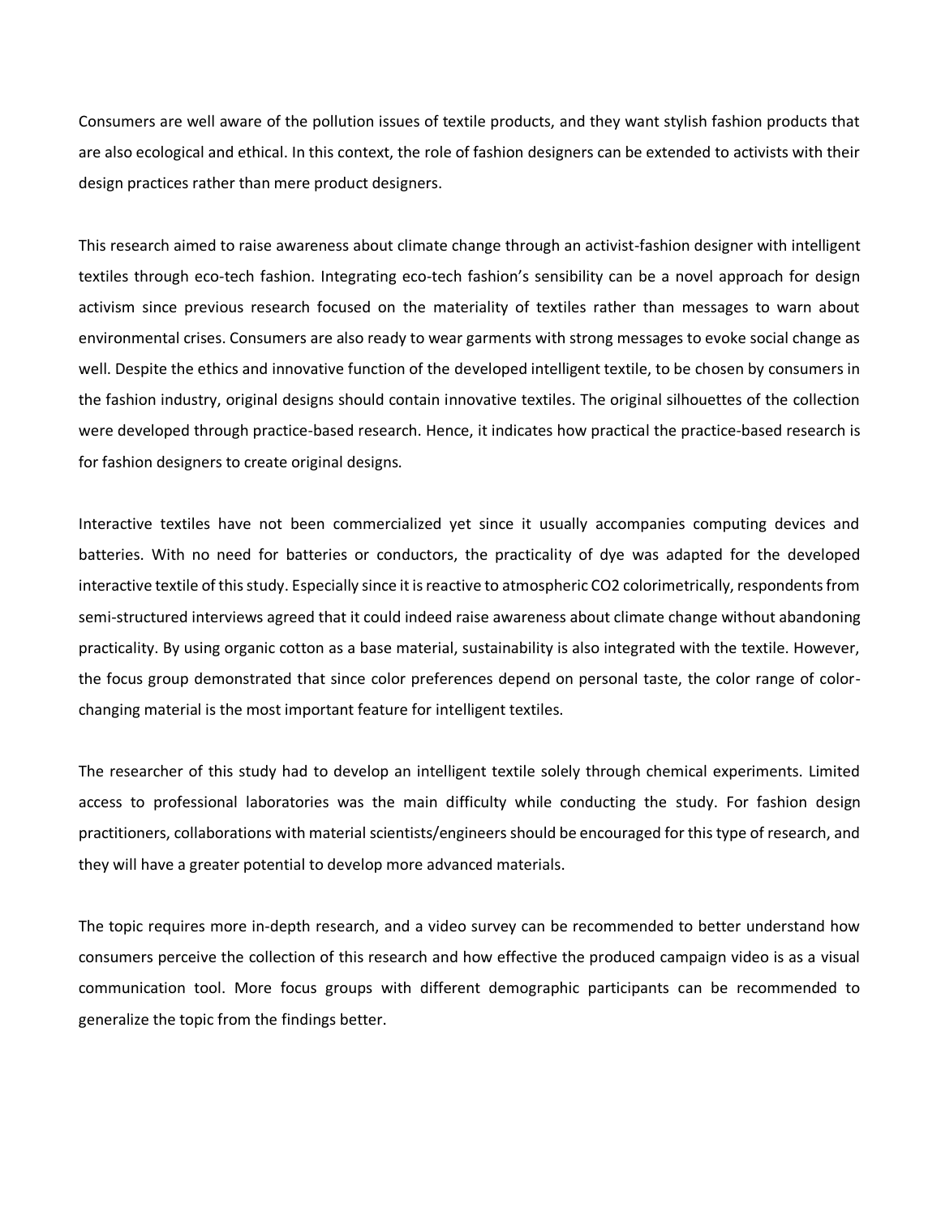Consumers are well aware of the pollution issues of textile products, and they want stylish fashion products that are also ecological and ethical. In this context, the role of fashion designers can be extended to activists with their design practices rather than mere product designers.

This research aimed to raise awareness about climate change through an activist-fashion designer with intelligent textiles through eco-tech fashion. Integrating eco-tech fashion's sensibility can be a novel approach for design activism since previous research focused on the materiality of textiles rather than messages to warn about environmental crises. Consumers are also ready to wear garments with strong messages to evoke social change as well. Despite the ethics and innovative function of the developed intelligent textile, to be chosen by consumers in the fashion industry, original designs should contain innovative textiles. The original silhouettes of the collection were developed through practice-based research. Hence, it indicates how practical the practice-based research is for fashion designers to create original designs.

Interactive textiles have not been commercialized yet since it usually accompanies computing devices and batteries. With no need for batteries or conductors, the practicality of dye was adapted for the developed interactive textile of this study. Especially since it is reactive to atmospheric $CO_2$ colorimetrically, respondents from semi-structured interviews agreed that it could indeed raise awareness about climate change without abandoning practicality. By using organic cotton as a base material, sustainability is also integrated with the textile. However, the focus group demonstrated that since color preferences depend on personal taste, the color range of color-changing material is the most important feature for intelligent textiles.

The researcher of this study had to develop an intelligent textile solely through chemical experiments. Limited access to professional laboratories was the main difficulty while conducting the study. For fashion design practitioners, collaborations with material scientists/engineers should be encouraged for this type of research, and they will have a greater potential to develop more advanced materials.

The topic requires more in-depth research, and a video survey can be recommended to better understand how consumers perceive the collection of this research and how effective the produced campaign video is as a visual communication tool. More focus groups with different demographic participants can be recommended to generalize the topic from the findings better.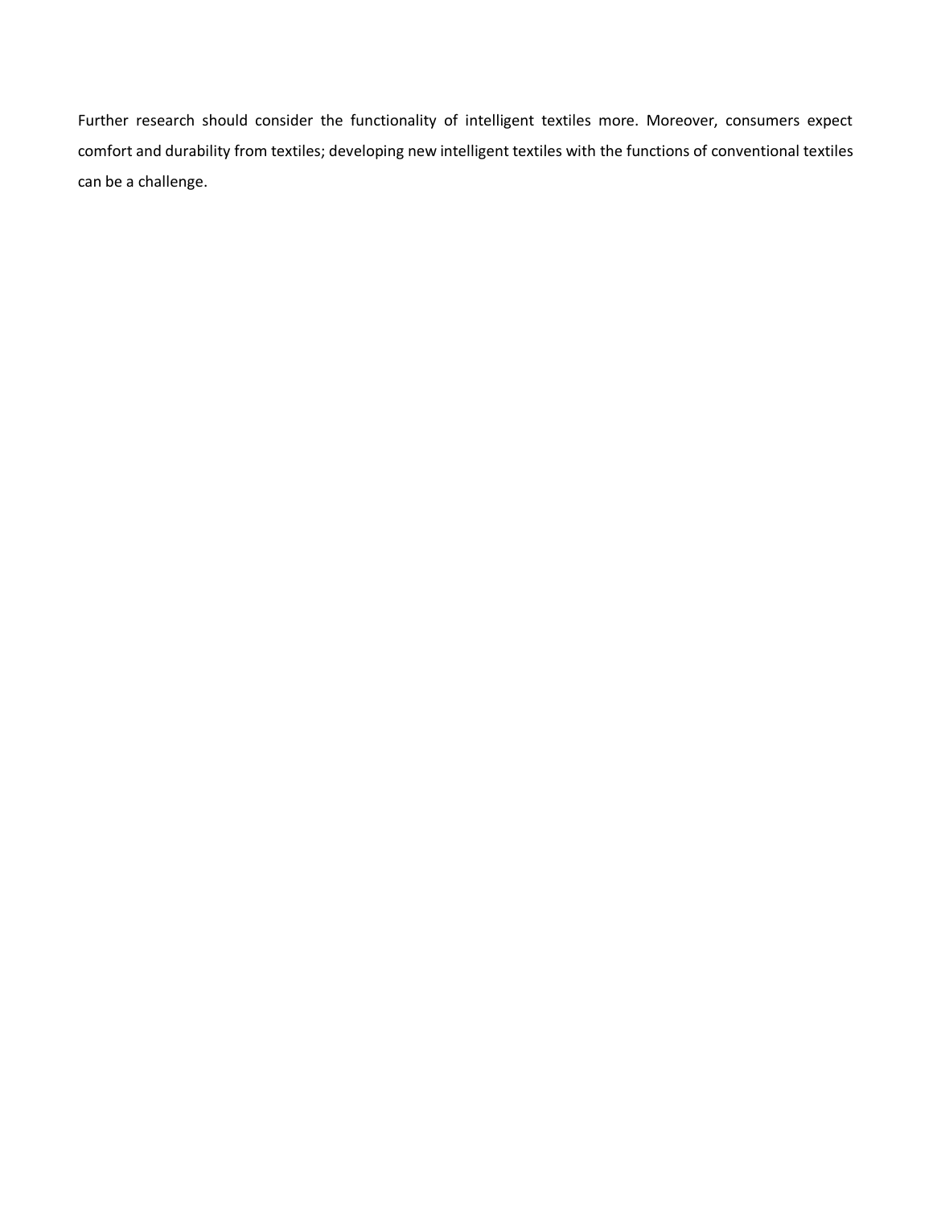Further research should consider the functionality of intelligent textiles more. Moreover, consumers expect comfort and durability from textiles; developing new intelligent textiles with the functions of conventional textiles can be a challenge.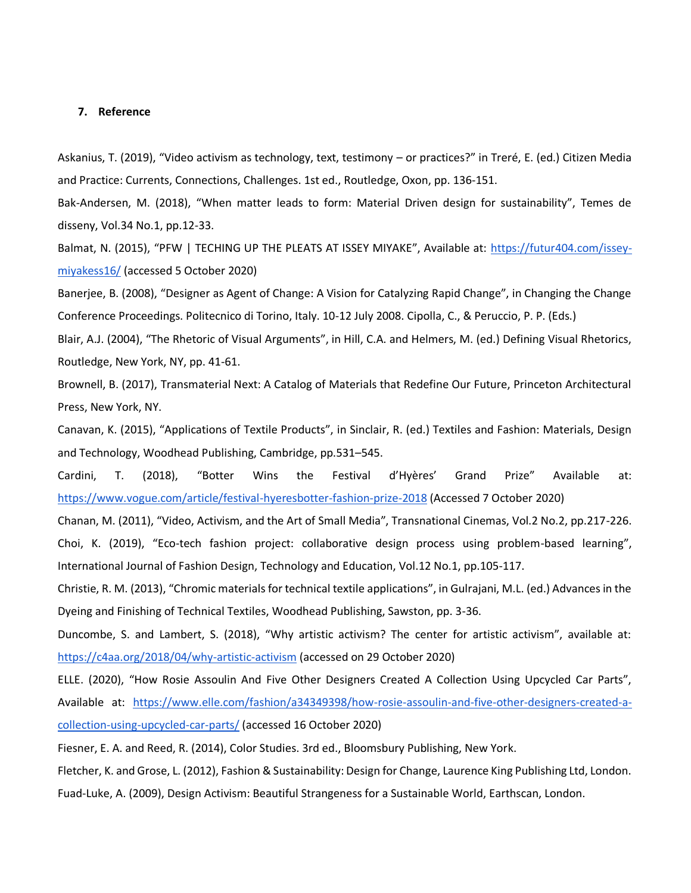## 7. Reference

Askanius, T. (2019), "Video activism as technology, text, testimony – or practices?" in Treré, E. (ed.) Citizen Media and Practice: Currents, Connections, Challenges. 1st ed., Routledge, Oxon, pp. 136-151.

Bak-Andersen, M. (2018), "When matter leads to form: Material Driven design for sustainability", Temes de disseny, Vol.34 No.1, pp.12-33.

Balmat, N. (2015), "PFW | TECHING UP THE PLEATS AT ISSEY MIYAKE", Available at: https://futur404.com/issey-miyakess16/ (accessed 5 October 2020)

Banerjee, B. (2008), "Designer as Agent of Change: A Vision for Catalyzing Rapid Change", in Changing the Change Conference Proceedings. Politecnico di Torino, Italy. 10-12 July 2008. Cipolla, C., & Peruccio, P. P. (Eds.)

Blair, A.J. (2004), "The Rhetoric of Visual Arguments", in Hill, C.A. and Helmers, M. (ed.) Defining Visual Rhetorics, Routledge, New York, NY, pp. 41-61.

Brownell, B. (2017), Transmaterial Next: A Catalog of Materials that Redefine Our Future, Princeton Architectural Press, New York, NY.

Canavan, K. (2015), "Applications of Textile Products", in Sinclair, R. (ed.) Textiles and Fashion: Materials, Design and Technology, Woodhead Publishing, Cambridge, pp.531–545.

Cardini, T. (2018), "Botter Wins the Festival d'Hyères' Grand Prize" Available at: https://www.vogue.com/article/festival-hyeresbotter-fashion-prize-2018 (Accessed 7 October 2020)

Chanan, M. (2011), "Video, Activism, and the Art of Small Media", Transnational Cinemas, Vol.2 No.2, pp.217-226.

Choi, K. (2019), "Eco-tech fashion project: collaborative design process using problem-based learning", International Journal of Fashion Design, Technology and Education, Vol.12 No.1, pp.105-117.

Christie, R. M. (2013), "Chromic materials for technical textile applications", in Gulrajani, M.L. (ed.) Advances in the Dyeing and Finishing of Technical Textiles, Woodhead Publishing, Sawston, pp. 3-36.

Duncombe, S. and Lambert, S. (2018), "Why artistic activism? The center for artistic activism", available at: https://c4aa.org/2018/04/why-artistic-activism (accessed on 29 October 2020)

ELLE. (2020), "How Rosie Assoulin And Five Other Designers Created A Collection Using Upcycled Car Parts", Available at: https://www.elle.com/fashion/a34349398/how-rosie-assoulin-and-five-other-designers-created-a-collection-using-upcycled-car-parts/ (accessed 16 October 2020)

Fiesner, E. A. and Reed, R. (2014), Color Studies. 3rd ed., Bloomsbury Publishing, New York.

Fletcher, K. and Grose, L. (2012), Fashion & Sustainability: Design for Change, Laurence King Publishing Ltd, London.

Fuad-Luke, A. (2009), Design Activism: Beautiful Strangeness for a Sustainable World, Earthscan, London.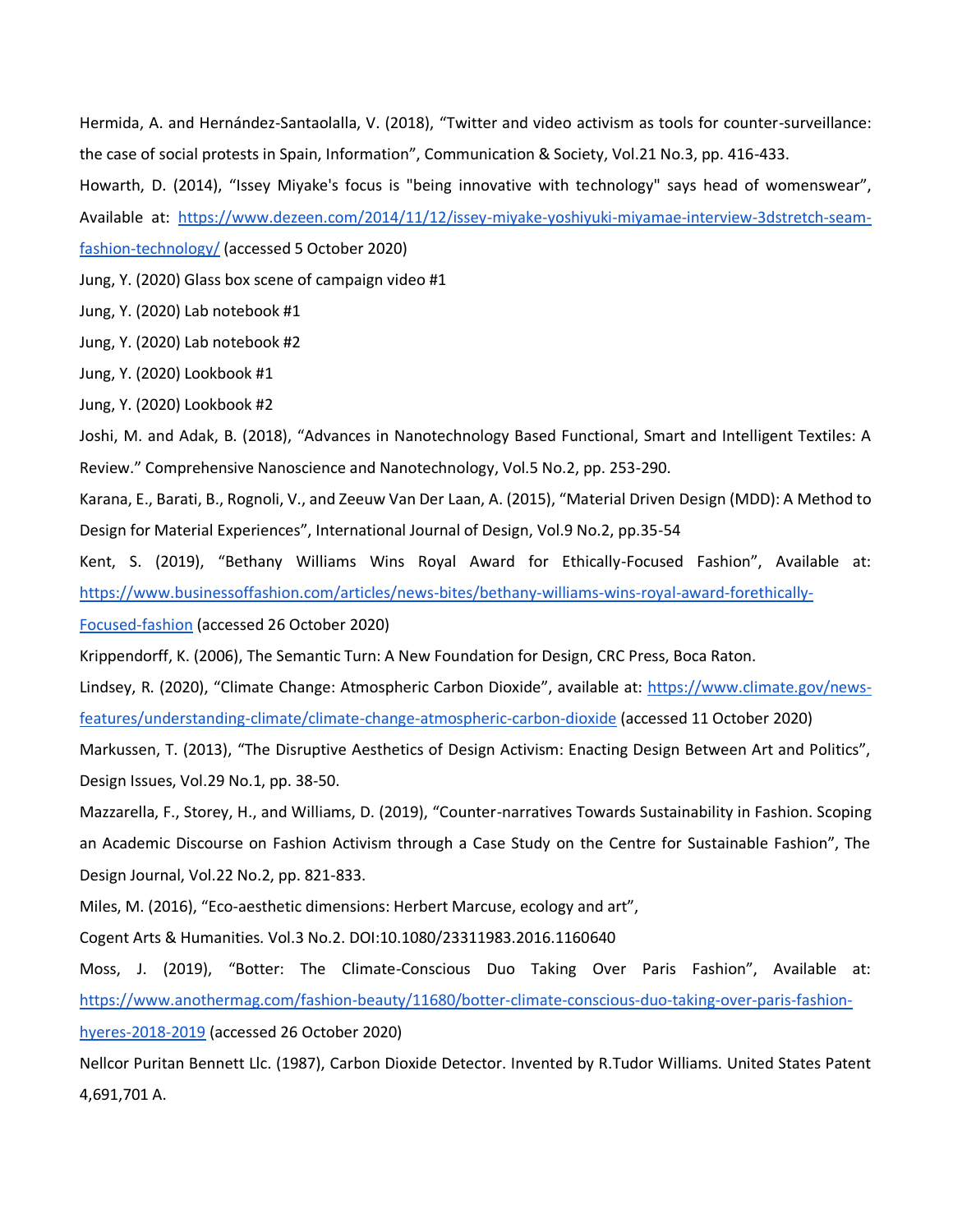Hermida, A. and Hernández-Santaolalla, V. (2018), “Twitter and video activism as tools for counter-surveillance: the case of social protests in Spain, Information”, Communication & Society, Vol.21 No.3, pp. 416-433.

Howarth, D. (2014), “Issey Miyake's focus is "being innovative with technology" says head of womenswear”, Available at: https://www.dezeen.com/2014/11/12/issey-miyake-yoshiyuki-miyamae-interview-3dstretch-seam-fashion-technology/ (accessed 5 October 2020)

Jung, Y. (2020) Glass box scene of campaign video #1

Jung, Y. (2020) Lab notebook #1

Jung, Y. (2020) Lab notebook #2

Jung, Y. (2020) Lookbook #1

Jung, Y. (2020) Lookbook #2

Joshi, M. and Adak, B. (2018), “Advances in Nanotechnology Based Functional, Smart and Intelligent Textiles: A Review.” Comprehensive Nanoscience and Nanotechnology, Vol.5 No.2, pp. 253-290.

Karana, E., Barati, B., Rognoli, V., and Zeeuw Van Der Laan, A. (2015), “Material Driven Design (MDD): A Method to Design for Material Experiences”, International Journal of Design, Vol.9 No.2, pp.35-54

Kent, S. (2019), “Bethany Williams Wins Royal Award for Ethically-Focused Fashion”, Available at: https://www.businessoffashion.com/articles/news-bites/bethany-williams-wins-royal-award-forethically-Focused-fashion (accessed 26 October 2020)

Krippendorff, K. (2006), The Semantic Turn: A New Foundation for Design, CRC Press, Boca Raton.

Lindsey, R. (2020), “Climate Change: Atmospheric Carbon Dioxide”, available at: https://www.climate.gov/news-features/understanding-climate/climate-change-atmospheric-carbon-dioxide (accessed 11 October 2020)

Markussen, T. (2013), “The Disruptive Aesthetics of Design Activism: Enacting Design Between Art and Politics”, Design Issues, Vol.29 No.1, pp. 38-50.

Mazzarella, F., Storey, H., and Williams, D. (2019), “Counter-narratives Towards Sustainability in Fashion. Scoping an Academic Discourse on Fashion Activism through a Case Study on the Centre for Sustainable Fashion”, The Design Journal, Vol.22 No.2, pp. 821-833.

Miles, M. (2016), “Eco-aesthetic dimensions: Herbert Marcuse, ecology and art”,

Cogent Arts & Humanities. Vol.3 No.2. DOI:10.1080/23311983.2016.1160640

Moss, J. (2019), “Botter: The Climate-Conscious Duo Taking Over Paris Fashion”, Available at: https://www.anothermag.com/fashion-beauty/11680/botter-climate-conscious-duo-taking-over-paris-fashion-hyeres-2018-2019 (accessed 26 October 2020)

Nellcor Puritan Bennett Llc. (1987), Carbon Dioxide Detector. Invented by R.Tudor Williams. United States Patent 4,691,701 A.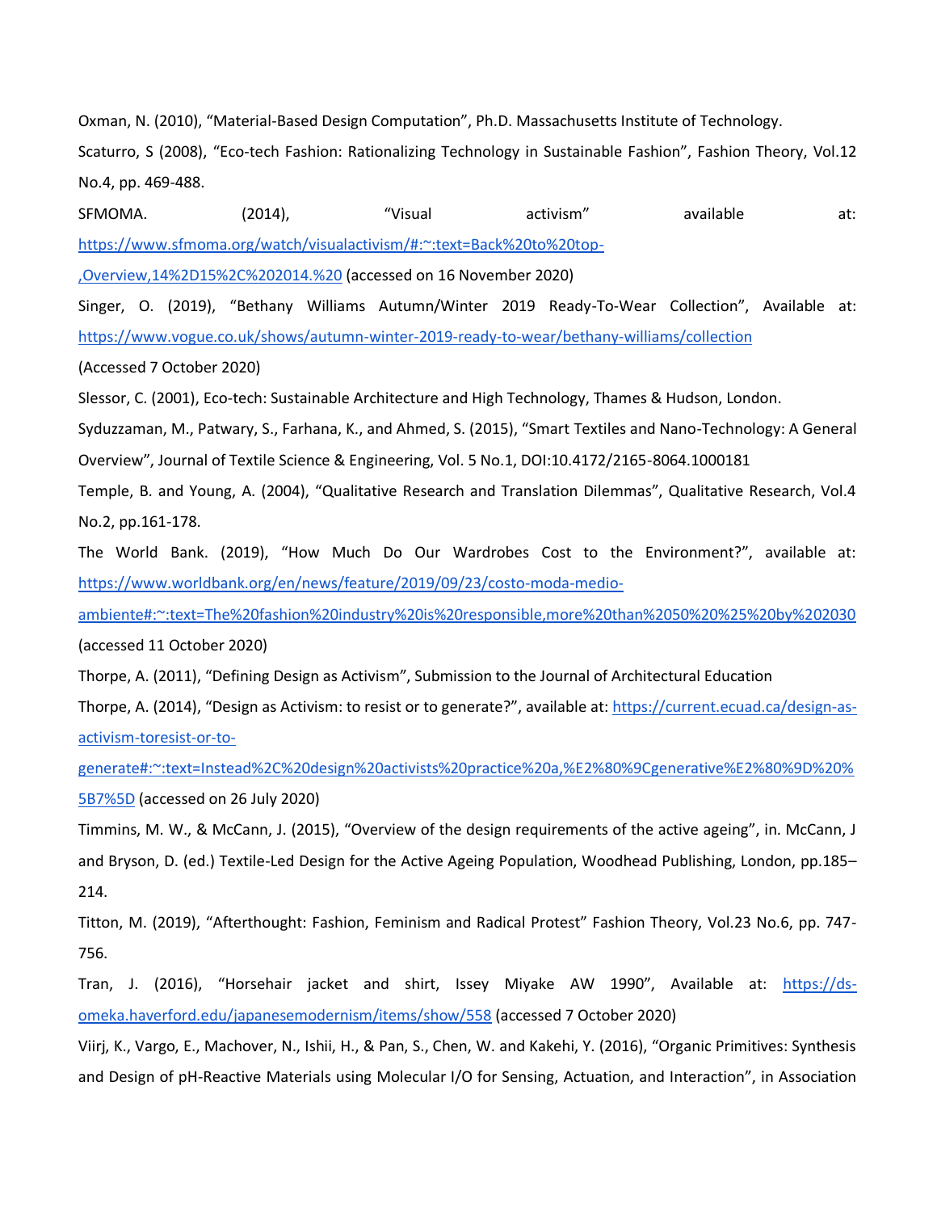Oxman, N. (2010), “Material-Based Design Computation”, Ph.D. Massachusetts Institute of Technology.

Scaturro, S (2008), “Eco-tech Fashion: Rationalizing Technology in Sustainable Fashion”, Fashion Theory, Vol.12 No.4, pp. 469-488.

SFMOMA. (2014), “Visual activism” available at: https://www.sfmoma.org/watch/visualactivism/#:~:text=Back%20to%20top-,Overview,14%2D15%2C%202014.%20 (accessed on 16 November 2020)

Singer, O. (2019), “Bethany Williams Autumn/Winter 2019 Ready-To-Wear Collection”, Available at: https://www.vogue.co.uk/shows/autumn-winter-2019-ready-to-wear/bethany-williams/collection (Accessed 7 October 2020)

Slessor, C. (2001), Eco-tech: Sustainable Architecture and High Technology, Thames & Hudson, London.

Syduzzaman, M., Patwary, S., Farhana, K., and Ahmed, S. (2015), “Smart Textiles and Nano-Technology: A General Overview”, Journal of Textile Science & Engineering, Vol. 5 No.1, DOI:10.4172/2165-8064.1000181

Temple, B. and Young, A. (2004), “Qualitative Research and Translation Dilemmas”, Qualitative Research, Vol.4 No.2, pp.161-178.

The World Bank. (2019), “How Much Do Our Wardrobes Cost to the Environment?”, available at: https://www.worldbank.org/en/news/feature/2019/09/23/costo-moda-medio-ambiente#:~:text=The%20fashion%20industry%20is%20responsible,more%20than%2050%20%25%20by%202030 (accessed 11 October 2020)

Thorpe, A. (2011), “Defining Design as Activism”, Submission to the Journal of Architectural Education

Thorpe, A. (2014), “Design as Activism: to resist or to generate?”, available at: https://current.ecuad.ca/design-as-activism-toresist-or-to-generate#:~:text=Instead%2C%20design%20activists%20practice%20a,%E2%80%9Cgenerative%E2%80%9D%20%5B7%5D (accessed on 26 July 2020)

Timmins, M. W., & McCann, J. (2015), “Overview of the design requirements of the active ageing”, in. McCann, J and Bryson, D. (ed.) Textile-Led Design for the Active Ageing Population, Woodhead Publishing, London, pp.185–214.

Titton, M. (2019), “Afterthought: Fashion, Feminism and Radical Protest” Fashion Theory, Vol.23 No.6, pp. 747-756.

Tran, J. (2016), “Horsehair jacket and shirt, Issey Miyake AW 1990”, Available at: https://ds-omeka.haverford.edu/japanesemodernism/items/show/558 (accessed 7 October 2020)

Viirj, K., Vargo, E., Machover, N., Ishii, H., & Pan, S., Chen, W. and Kakehi, Y. (2016), “Organic Primitives: Synthesis and Design of pH-Reactive Materials using Molecular I/O for Sensing, Actuation, and Interaction”, in Association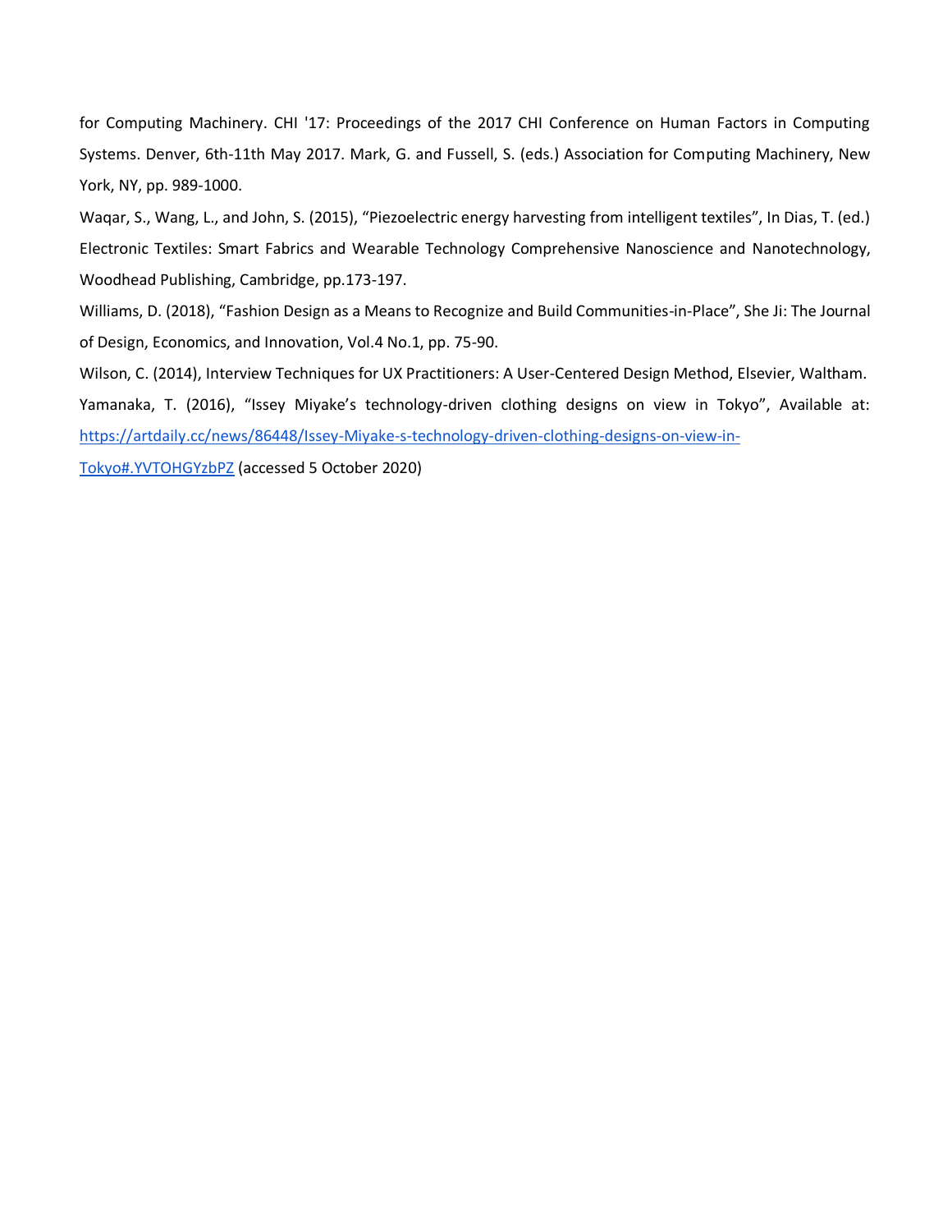for Computing Machinery. CHI '17: Proceedings of the 2017 CHI Conference on Human Factors in Computing Systems. Denver, 6th-11th May 2017. Mark, G. and Fussell, S. (eds.) Association for Computing Machinery, New York, NY, pp. 989-1000.

Waqar, S., Wang, L., and John, S. (2015), "Piezoelectric energy harvesting from intelligent textiles", In Dias, T. (ed.) Electronic Textiles: Smart Fabrics and Wearable Technology Comprehensive Nanoscience and Nanotechnology, Woodhead Publishing, Cambridge, pp.173-197.

Williams, D. (2018), "Fashion Design as a Means to Recognize and Build Communities-in-Place", She Ji: The Journal of Design, Economics, and Innovation, Vol.4 No.1, pp. 75-90.

Wilson, C. (2014), Interview Techniques for UX Practitioners: A User-Centered Design Method, Elsevier, Waltham.

Yamanaka, T. (2016), "Issey Miyake's technology-driven clothing designs on view in Tokyo", Available at: https://artdaily.cc/news/86448/Issey-Miyake-s-technology-driven-clothing-designs-on-view-in-Tokyo#.YVTOHGYzbPZ (accessed 5 October 2020)